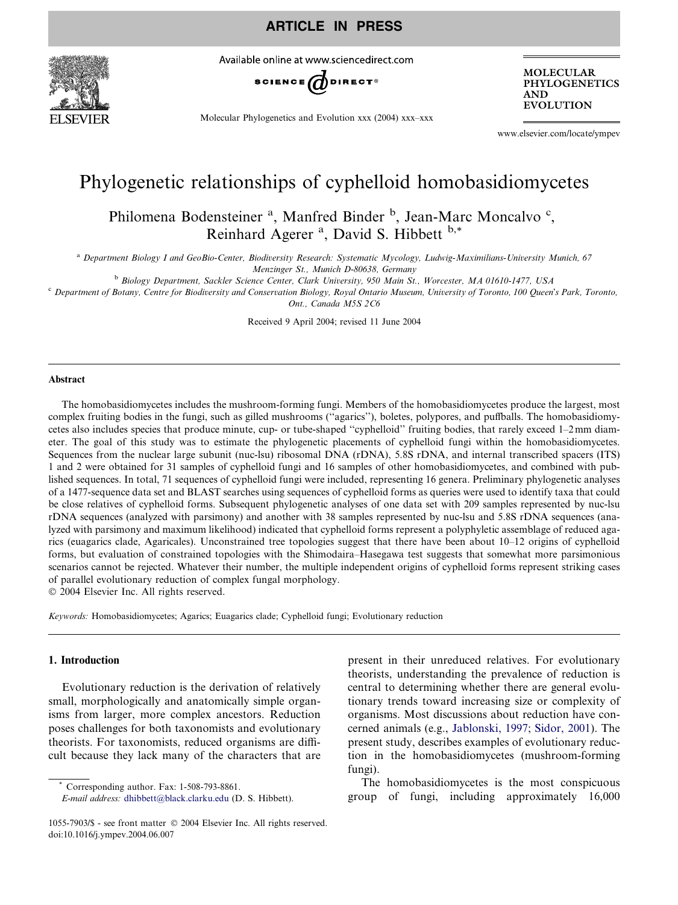# Phylogenetic relationships of cyphelloid homobasidiomycetes

Philomena Bodensteiner [a], Manfred Binder [b], Jean-Marc Moncalvo [c], Reinhard Agerer [a], David S. Hibbett [b,*]

[a] Department Biology I and GeoBio-Center, Biodiversity Research: Systematic Mycology, Ludwig-Maximilians-University Munich, 67 Menzinger St., Munich D-80638, Germany

[b] Biology Department, Sackler Science Center, Clark University, 950 Main St., Worcester, MA 01610-1477, USA

[c] Department of Botany, Centre for Biodiversity and Conservation Biology, Royal Ontario Museum, University of Toronto, 100 Queen's Park, Toronto, Ont., Canada M5S 2C6

Received 9 April 2004; revised 11 June 2004

## Abstract

The homobasidiomycetes includes the mushroom-forming fungi. Members of the homobasidiomycetes produce the largest, most complex fruiting bodies in the fungi, such as gilled mushrooms ("agarics"), boletes, polypores, and puffballs. The homobasidiomycetes also includes species that produce minute, cup- or tube-shaped "cyphelloid" fruiting bodies, that rarely exceed 1–2 mm diameter. The goal of this study was to estimate the phylogenetic placements of cyphelloid fungi within the homobasidiomycetes. Sequences from the nuclear large subunit (nuc-lsu) ribosomal DNA (rDNA), 5.8S rDNA, and internal transcribed spacers (ITS) 1 and 2 were obtained for 31 samples of cyphelloid fungi and 16 samples of other homobasidiomycetes, and combined with published sequences. In total, 71 sequences of cyphelloid fungi were included, representing 16 genera. Preliminary phylogenetic analyses of a 1477-sequence data set and BLAST searches using sequences of cyphelloid forms as queries were used to identify taxa that could be close relatives of cyphelloid forms. Subsequent phylogenetic analyses of one data set with 209 samples represented by nuc-lsu rDNA sequences (analyzed with parsimony) and another with 38 samples represented by nuc-lsu and 5.8S rDNA sequences (analyzed with parsimony and maximum likelihood) indicated that cyphelloid forms represent a polyphyletic assemblage of reduced agarics (euagarics clade, Agaricales). Unconstrained tree topologies suggest that there have been about 10–12 origins of cyphelloid forms, but evaluation of constrained topologies with the Shimodaira–Hasegawa test suggests that somewhat more parsimonious scenarios cannot be rejected. Whatever their number, the multiple independent origins of cyphelloid forms represent striking cases of parallel evolutionary reduction of complex fungal morphology.

© 2004 Elsevier Inc. All rights reserved.

*Keywords:* Homobasidiomycetes; Agarics; Euagarics clade; Cyphelloid fungi; Evolutionary reduction

## 1. Introduction

Evolutionary reduction is the derivation of relatively small, morphologically and anatomically simple organisms from larger, more complex ancestors. Reduction poses challenges for both taxonomists and evolutionary theorists. For taxonomists, reduced organisms are difficult because they lack many of the characters that are present in their unreduced relatives. For evolutionary theorists, understanding the prevalence of reduction is central to determining whether there are general evolutionary trends toward increasing size or complexity of organisms. Most discussions about reduction have concerned animals (e.g., Jablonski, 1997; Sidor, 2001). The present study, describes examples of evolutionary reduction in the homobasidiomycetes (mushroom-forming fungi).

The homobasidiomycetes is the most conspicuous group of fungi, including approximately 16,000

\* Corresponding author. Fax: 1-508-793-8861.
*E-mail address:* dhibbett@black.clarku.edu (D. S. Hibbett).

1055-7903/$ - see front matter © 2004 Elsevier Inc. All rights reserved.
doi:10.1016/j.ympev.2004.06.007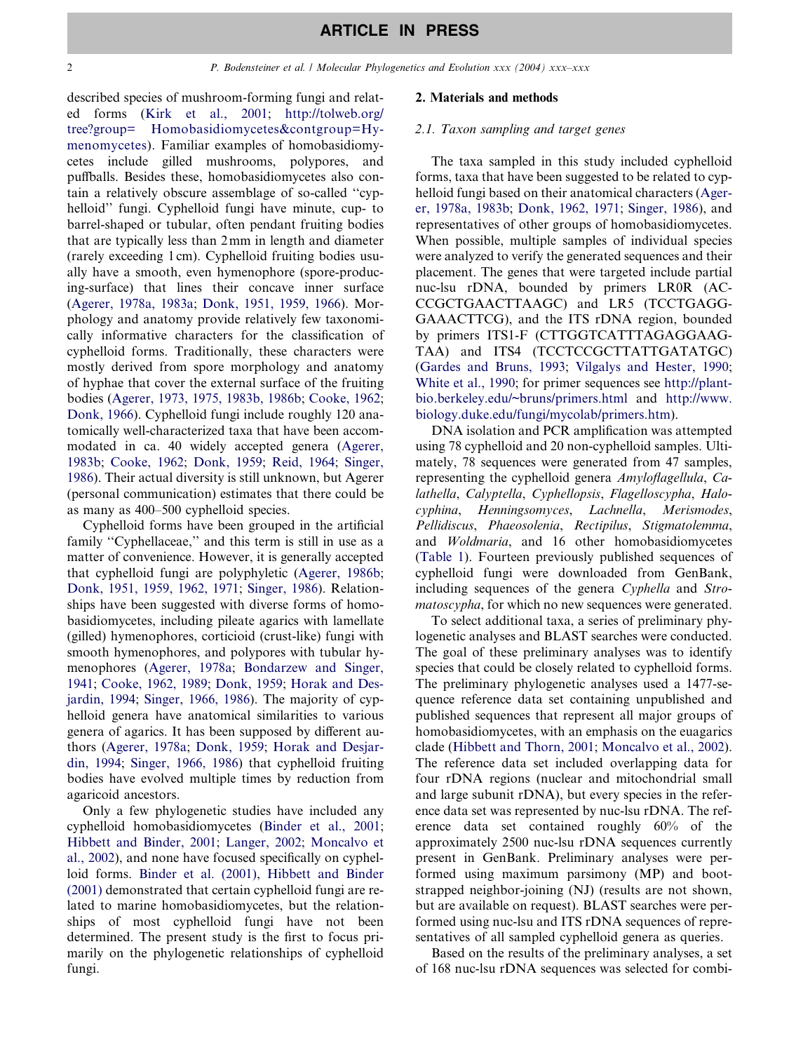described species of mushroom-forming fungi and related forms (Kirk et al., 2001; http://tolweb.org/tree?group= Homobasidiomycetes&contgroup=Hymenomycetes). Familiar examples of homobasidiomycetes include gilled mushrooms, polypores, and puffballs. Besides these, homobasidiomycetes also contain a relatively obscure assemblage of so-called ''cyphelloid'' fungi. Cyphelloid fungi have minute, cup- to barrel-shaped or tubular, often pendant fruiting bodies that are typically less than 2 mm in length and diameter (rarely exceeding 1 cm). Cyphelloid fruiting bodies usually have a smooth, even hymenophore (spore-producing-surface) that lines their concave inner surface (Agerer, 1978a, 1983a; Donk, 1951, 1959, 1966). Morphology and anatomy provide relatively few taxonomically informative characters for the classification of cyphelloid forms. Traditionally, these characters were mostly derived from spore morphology and anatomy of hyphae that cover the external surface of the fruiting bodies (Agerer, 1973, 1975, 1983b, 1986b; Cooke, 1962; Donk, 1966). Cyphelloid fungi include roughly 120 anatomically well-characterized taxa that have been accommodated in ca. 40 widely accepted genera (Agerer, 1983b; Cooke, 1962; Donk, 1959; Reid, 1964; Singer, 1986). Their actual diversity is still unknown, but Agerer (personal communication) estimates that there could be as many as 400–500 cyphelloid species.

Cyphelloid forms have been grouped in the artificial family ''Cyphellaceae,'' and this term is still in use as a matter of convenience. However, it is generally accepted that cyphelloid fungi are polyphyletic (Agerer, 1986b; Donk, 1951, 1959, 1962, 1971; Singer, 1986). Relationships have been suggested with diverse forms of homobasidiomycetes, including pileate agarics with lamellate (gilled) hymenophores, corticioid (crust-like) fungi with smooth hymenophores, and polypores with tubular hymenophores (Agerer, 1978a; Bondarzew and Singer, 1941; Cooke, 1962, 1989; Donk, 1959; Horak and Desjardin, 1994; Singer, 1966, 1986). The majority of cyphelloid genera have anatomical similarities to various genera of agarics. It has been supposed by different authors (Agerer, 1978a; Donk, 1959; Horak and Desjardin, 1994; Singer, 1966, 1986) that cyphelloid fruiting bodies have evolved multiple times by reduction from agaricoid ancestors.

Only a few phylogenetic studies have included any cyphelloid homobasidiomycetes (Binder et al., 2001; Hibbett and Binder, 2001; Langer, 2002; Moncalvo et al., 2002), and none have focused specifically on cyphelloid forms. Binder et al. (2001), Hibbett and Binder (2001) demonstrated that certain cyphelloid fungi are related to marine homobasidiomycetes, but the relationships of most cyphelloid fungi have not been determined. The present study is the first to focus primarily on the phylogenetic relationships of cyphelloid fungi.

## 2. Materials and methods

### 2.1. Taxon sampling and target genes

The taxa sampled in this study included cyphelloid forms, taxa that have been suggested to be related to cyphelloid fungi based on their anatomical characters (Agerer, 1978a, 1983b; Donk, 1962, 1971; Singer, 1986), and representatives of other groups of homobasidiomycetes. When possible, multiple samples of individual species were analyzed to verify the generated sequences and their placement. The genes that were targeted include partial nuc-lsu rDNA, bounded by primers LR0R (ACCCGCTGAACTTAAGC) and LR5 (TCCTGAGGGAAACTTCG), and the ITS rDNA region, bounded by primers ITS1-F (CTTGGTCATTTAGAGGAAGTAA) and ITS4 (TCCTCCGCTTATTGATATGC) (Gardes and Bruns, 1993; Vilgalys and Hester, 1990; White et al., 1990; for primer sequences see http://plantbio.berkeley.edu/~bruns/primers.html and http://www.biology.duke.edu/fungi/mycolab/primers.htm).

DNA isolation and PCR amplification was attempted using 78 cyphelloid and 20 non-cyphelloid samples. Ultimately, 78 sequences were generated from 47 samples, representing the cyphelloid genera *Amyloflagellula*, *Calathella*, *Calyptella*, *Cyphellopsis*, *Flagelloscypha*, *Halocyphina*, *Henningsomyces*, *Lachnella*, *Merismodes*, *Pellidiscus*, *Phaeosolenia*, *Rectipilus*, *Stigmatolemma*, and *Woldmaria*, and 16 other homobasidiomycetes (Table 1). Fourteen previously published sequences of cyphelloid fungi were downloaded from GenBank, including sequences of the genera *Cyphella* and *Stromatoscypha*, for which no new sequences were generated.

To select additional taxa, a series of preliminary phylogenetic analyses and BLAST searches were conducted. The goal of these preliminary analyses was to identify species that could be closely related to cyphelloid forms. The preliminary phylogenetic analyses used a 1477-sequence reference data set containing unpublished and published sequences that represent all major groups of homobasidiomycetes, with an emphasis on the euagarics clade (Hibbett and Thorn, 2001; Moncalvo et al., 2002). The reference data set included overlapping data for four rDNA regions (nuclear and mitochondrial small and large subunit rDNA), but every species in the reference data set was represented by nuc-lsu rDNA. The reference data set contained roughly 60% of the approximately 2500 nuc-lsu rDNA sequences currently present in GenBank. Preliminary analyses were performed using maximum parsimony (MP) and bootstrapped neighbor-joining (NJ) (results are not shown, but are available on request). BLAST searches were performed using nuc-lsu and ITS rDNA sequences of representatives of all sampled cyphelloid genera as queries.

Based on the results of the preliminary analyses, a set of 168 nuc-lsu rDNA sequences was selected for combi-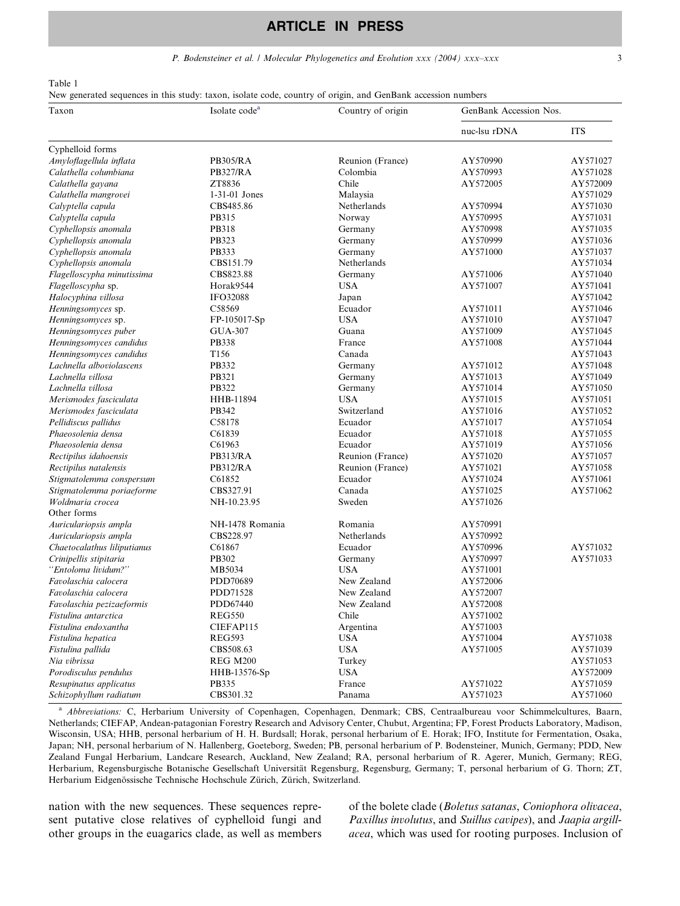Table 1
New generated sequences in this study: taxon, isolate code, country of origin, and GenBank accession numbers

| Taxon | Isolate code[a] | Country of origin | GenBank Accession Nos. | |
|---|---|---|---|---|
| | | | nuc-lsu rDNA | ITS |
| Cyphelloid forms | | | | |
| *Amyloflagellula inflata* | PB305/RA | Reunion (France) | AY570990 | AY571027 |
| *Calathella columbiana* | PB327/RA | Colombia | AY570993 | AY571028 |
| *Calathella gayana* | ZT8836 | Chile | AY572005 | AY572009 |
| *Calathella mangrovei* | 1-31-01 Jones | Malaysia | | AY571029 |
| *Calyptella capula* | CBS485.86 | Netherlands | AY570994 | AY571030 |
| *Calyptella capula* | PB315 | Norway | AY570995 | AY571031 |
| *Cyphellopsis anomala* | PB318 | Germany | AY570998 | AY571035 |
| *Cyphellopsis anomala* | PB323 | Germany | AY570999 | AY571036 |
| *Cyphellopsis anomala* | PB333 | Germany | AY571000 | AY571037 |
| *Cyphellopsis anomala* | CBS151.79 | Netherlands | | AY571034 |
| *Flagelloscypha minutissima* | CBS823.88 | Germany | AY571006 | AY571040 |
| *Flagelloscypha* sp. | Horak9544 | USA | AY571007 | AY571041 |
| *Halocyphina villosa* | IFO32088 | Japan | | AY571042 |
| *Henningsomyces* sp. | C58569 | Ecuador | AY571011 | AY571046 |
| *Henningsomyces* sp. | FP-105017-Sp | USA | AY571010 | AY571047 |
| *Henningsomyces puber* | GUA-307 | Guana | AY571009 | AY571045 |
| *Henningsomyces candidus* | PB338 | France | AY571008 | AY571044 |
| *Henningsomyces candidus* | T156 | Canada | | AY571043 |
| *Lachnella alboviolascens* | PB332 | Germany | AY571012 | AY571048 |
| *Lachnella villosa* | PB321 | Germany | AY571013 | AY571049 |
| *Lachnella villosa* | PB322 | Germany | AY571014 | AY571050 |
| *Merismodes fasciculata* | HHB-11894 | USA | AY571015 | AY571051 |
| *Merismodes fasciculata* | PB342 | Switzerland | AY571016 | AY571052 |
| *Pellidiscus pallidus* | C58178 | Ecuador | AY571017 | AY571054 |
| *Phaeosolenia densa* | C61839 | Ecuador | AY571018 | AY571055 |
| *Phaeosolenia densa* | C61963 | Ecuador | AY571019 | AY571056 |
| *Rectipilus idahoensis* | PB313/RA | Reunion (France) | AY571020 | AY571057 |
| *Rectipilus natalensis* | PB312/RA | Reunion (France) | AY571021 | AY571058 |
| *Stigmatolemma conspersum* | C61852 | Ecuador | AY571024 | AY571061 |
| *Stigmatolemma poriaeforme* | CBS327.91 | Canada | AY571025 | AY571062 |
| *Woldmaria crocea* | NH-10.23.95 | Sweden | AY571026 | |
| Other forms | | | | |
| *Auriculariopsis ampla* | NH-1478 Romania | Romania | AY570991 | |
| *Auriculariopsis ampla* | CBS228.97 | Netherlands | AY570992 | |
| *Chaetocalathus liliputianus* | C61867 | Ecuador | AY570996 | AY571032 |
| *Crinipellis stipitaria* | PB302 | Germany | AY570997 | AY571033 |
| "*Entoloma lividum?*" | MB5034 | USA | AY571001 | |
| *Favolaschia calocera* | PDD70689 | New Zealand | AY572006 | |
| *Favolaschia calocera* | PDD71528 | New Zealand | AY572007 | |
| *Favolaschia pezizaeformis* | PDD67440 | New Zealand | AY572008 | |
| *Fistulina antarctica* | REG550 | Chile | AY571002 | |
| *Fistulina endoxantha* | CIEFAP115 | Argentina | AY571003 | |
| *Fistulina hepatica* | REG593 | USA | AY571004 | AY571038 |
| *Fistulina pallida* | CBS508.63 | USA | AY571005 | AY571039 |
| *Nia vibrissa* | REG M200 | Turkey | | AY571053 |
| *Porodisculus pendulus* | HHB-13576-Sp | USA | | AY572009 |
| *Resupinatus applicatus* | PB335 | France | AY571022 | AY571059 |
| *Schizophyllum radiatum* | CBS301.32 | Panama | AY571023 | AY571060 |

[a] *Abbreviations:* C, Herbarium University of Copenhagen, Copenhagen, Denmark; CBS, Centraalbureau voor Schimmelcultures, Baarn, Netherlands; CIEFAP, Andean-patagonian Forestry Research and Advisory Center, Chubut, Argentina; FP, Forest Products Laboratory, Madison, Wisconsin, USA; HHB, personal herbarium of H. H. Burdsall; Horak, personal herbarium of E. Horak; IFO, Institute for Fermentation, Osaka, Japan; NH, personal herbarium of N. Hallenberg, Goeteborg, Sweden; PB, personal herbarium of P. Bodensteiner, Munich, Germany; PDD, New Zealand Fungal Herbarium, Landcare Research, Auckland, New Zealand; RA, personal herbarium of R. Agerer, Munich, Germany; REG, Herbarium, Regensburgische Botanische Gesellschaft Universität Regensburg, Regensburg, Germany; T, personal herbarium of G. Thorn; ZT, Herbarium Eidgenössische Technische Hochschule Zürich, Zürich, Switzerland.

nation with the new sequences. These sequences represent putative close relatives of cyphelloid fungi and other groups in the euagarics clade, as well as members of the bolete clade (*Boletus satanas*, *Coniophora olivacea*, *Paxillus involutus*, and *Suillus cavipes*), and *Jaapia argillacea*, which was used for rooting purposes. Inclusion of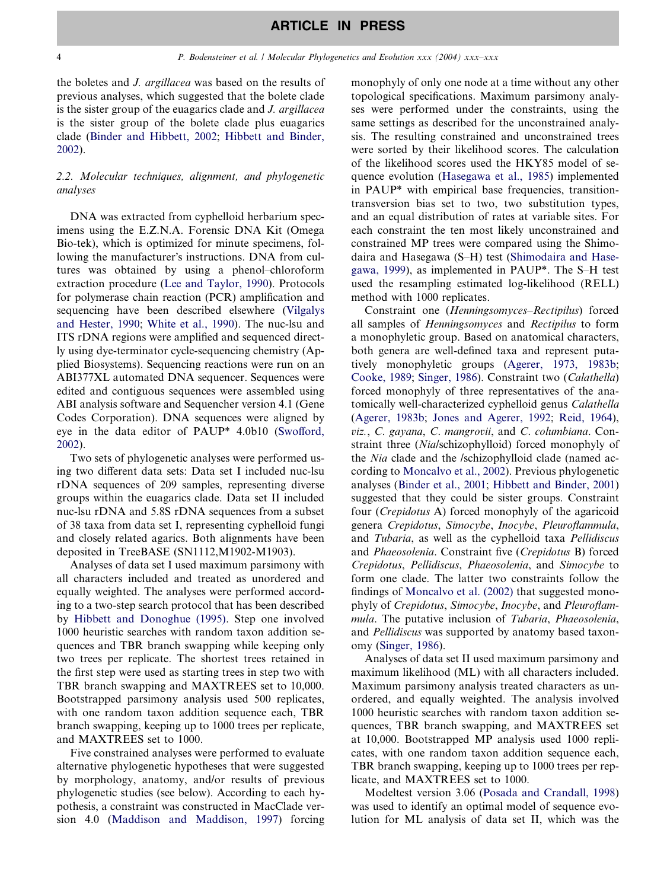the boletes and *J. argillacea* was based on the results of previous analyses, which suggested that the bolete clade is the sister group of the euagarics clade and *J. argillacea* is the sister group of the bolete clade plus euagarics clade (Binder and Hibbett, 2002; Hibbett and Binder, 2002).

### 2.2. Molecular techniques, alignment, and phylogenetic analyses

DNA was extracted from cyphelloid herbarium specimens using the E.Z.N.A. Forensic DNA Kit (Omega Bio-tek), which is optimized for minute specimens, following the manufacturer's instructions. DNA from cultures was obtained by using a phenol–chloroform extraction procedure (Lee and Taylor, 1990). Protocols for polymerase chain reaction (PCR) amplification and sequencing have been described elsewhere (Vilgalys and Hester, 1990; White et al., 1990). The nuc-lsu and ITS rDNA regions were amplified and sequenced directly using dye-terminator cycle-sequencing chemistry (Applied Biosystems). Sequencing reactions were run on an ABI377XL automated DNA sequencer. Sequences were edited and contiguous sequences were assembled using ABI analysis software and Sequencher version 4.1 (Gene Codes Corporation). DNA sequences were aligned by eye in the data editor of PAUP* 4.0b10 (Swofford, 2002).

Two sets of phylogenetic analyses were performed using two different data sets: Data set I included nuc-lsu rDNA sequences of 209 samples, representing diverse groups within the euagarics clade. Data set II included nuc-lsu rDNA and 5.8S rDNA sequences from a subset of 38 taxa from data set I, representing cyphelloid fungi and closely related agarics. Both alignments have been deposited in TreeBASE (SN1112,M1902-M1903).

Analyses of data set I used maximum parsimony with all characters included and treated as unordered and equally weighted. The analyses were performed according to a two-step search protocol that has been described by Hibbett and Donoghue (1995). Step one involved 1000 heuristic searches with random taxon addition sequences and TBR branch swapping while keeping only two trees per replicate. The shortest trees retained in the first step were used as starting trees in step two with TBR branch swapping and MAXTREES set to 10,000. Bootstrapped parsimony analysis used 500 replicates, with one random taxon addition sequence each, TBR branch swapping, keeping up to 1000 trees per replicate, and MAXTREES set to 1000.

Five constrained analyses were performed to evaluate alternative phylogenetic hypotheses that were suggested by morphology, anatomy, and/or results of previous phylogenetic studies (see below). According to each hypothesis, a constraint was constructed in MacClade version 4.0 (Maddison and Maddison, 1997) forcing monophyly of only one node at a time without any other topological specifications. Maximum parsimony analyses were performed under the constraints, using the same settings as described for the unconstrained analysis. The resulting constrained and unconstrained trees were sorted by their likelihood scores. The calculation of the likelihood scores used the HKY85 model of sequence evolution (Hasegawa et al., 1985) implemented in PAUP* with empirical base frequencies, transition-transversion bias set to two, two substitution types, and an equal distribution of rates at variable sites. For each constraint the ten most likely unconstrained and constrained MP trees were compared using the Shimodaira and Hasegawa (S–H) test (Shimodaira and Hasegawa, 1999), as implemented in PAUP*. The S–H test used the resampling estimated log-likelihood (RELL) method with 1000 replicates.

Constraint one (*Henningsomyces–Rectipilus*) forced all samples of *Henningsomyces* and *Rectipilus* to form a monophyletic group. Based on anatomical characters, both genera are well-defined taxa and represent putatively monophyletic groups (Agerer, 1973, 1983b; Cooke, 1989; Singer, 1986). Constraint two (*Calathella*) forced monophyly of three representatives of the anatomically well-characterized cyphelloid genus *Calathella* (Agerer, 1983b; Jones and Agerer, 1992; Reid, 1964), *viz.*, *C. gayana*, *C. mangrovii*, and *C. columbiana*. Constraint three (*Nia*/schizophylloid) forced monophyly of the *Nia* clade and the /schizophylloid clade (named according to Moncalvo et al., 2002). Previous phylogenetic analyses (Binder et al., 2001; Hibbett and Binder, 2001) suggested that they could be sister groups. Constraint four (*Crepidotus* A) forced monophyly of the agaricoid genera *Crepidotus*, *Simocybe*, *Inocybe*, *Pleuroflammula*, and *Tubaria*, as well as the cyphelloid taxa *Pellidiscus* and *Phaeosolenia*. Constraint five (*Crepidotus* B) forced *Crepidotus*, *Pellidiscus*, *Phaeosolenia*, and *Simocybe* to form one clade. The latter two constraints follow the findings of Moncalvo et al. (2002) that suggested monophyly of *Crepidotus*, *Simocybe*, *Inocybe*, and *Pleuroflammula*. The putative inclusion of *Tubaria*, *Phaeosolenia*, and *Pellidiscus* was supported by anatomy based taxonomy (Singer, 1986).

Analyses of data set II used maximum parsimony and maximum likelihood (ML) with all characters included. Maximum parsimony analysis treated characters as unordered, and equally weighted. The analysis involved 1000 heuristic searches with random taxon addition sequences, TBR branch swapping, and MAXTREES set at 10,000. Bootstrapped MP analysis used 1000 replicates, with one random taxon addition sequence each, TBR branch swapping, keeping up to 1000 trees per replicate, and MAXTREES set to 1000.

Modeltest version 3.06 (Posada and Crandall, 1998) was used to identify an optimal model of sequence evolution for ML analysis of data set II, which was the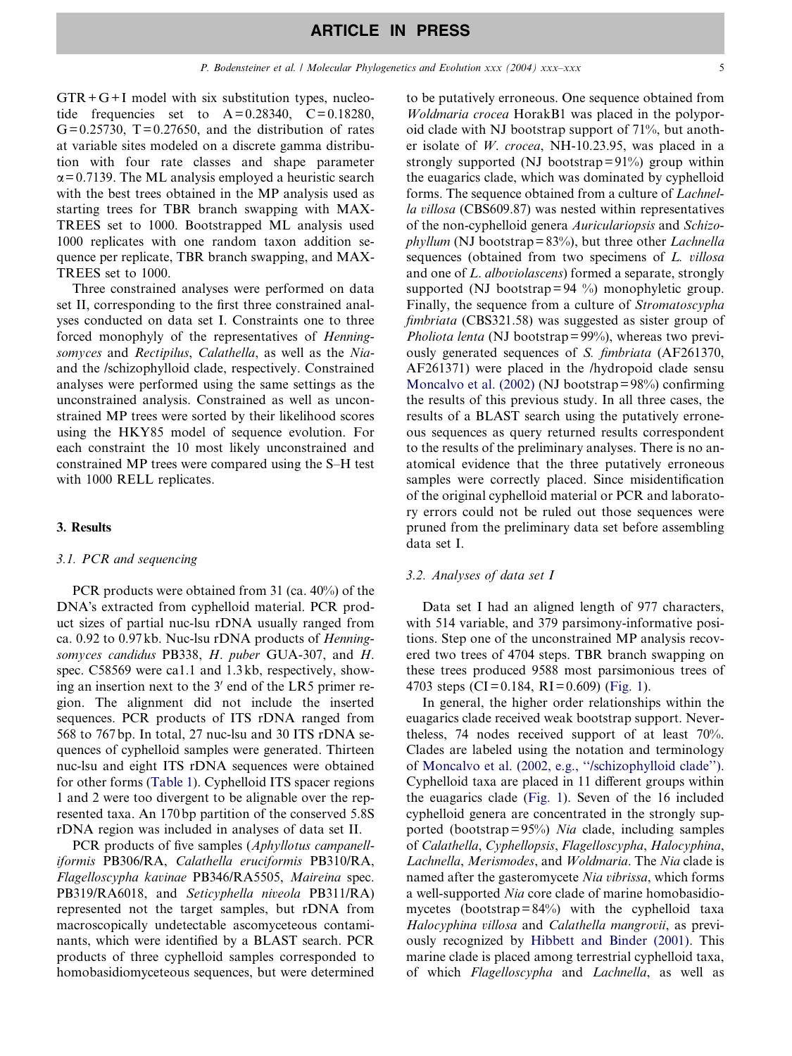GTR + G + I model with six substitution types, nucleotide frequencies set to A = 0.28340, C = 0.18280, G = 0.25730, T = 0.27650, and the distribution of rates at variable sites modeled on a discrete gamma distribution with four rate classes and shape parameter $\alpha = 0.7139$. The ML analysis employed a heuristic search with the best trees obtained in the MP analysis used as starting trees for TBR branch swapping with MAXTREES set to 1000. Bootstrapped ML analysis used 1000 replicates with one random taxon addition sequence per replicate, TBR branch swapping, and MAXTREES set to 1000.

Three constrained analyses were performed on data set II, corresponding to the first three constrained analyses conducted on data set I. Constraints one to three forced monophyly of the representatives of *Henningsomyces* and *Rectipilus*, *Calathella*, as well as the *Nia*- and the /schizophylloid clade, respectively. Constrained analyses were performed using the same settings as the unconstrained analysis. Constrained as well as unconstrained MP trees were sorted by their likelihood scores using the HKY85 model of sequence evolution. For each constraint the 10 most likely unconstrained and constrained MP trees were compared using the S–H test with 1000 RELL replicates.

## 3. Results

### 3.1. PCR and sequencing

PCR products were obtained from 31 (ca. 40%) of the DNA's extracted from cyphelloid material. PCR product sizes of partial nuc-lsu rDNA usually ranged from ca. 0.92 to 0.97 kb. Nuc-lsu rDNA products of *Henningsomyces candidus* PB338, *H. puber* GUA-307, and *H.* spec. C58569 were ca 1.1 and 1.3 kb, respectively, showing an insertion next to the 3′ end of the LR5 primer region. The alignment did not include the inserted sequences. PCR products of ITS rDNA ranged from 568 to 767 bp. In total, 27 nuc-lsu and 30 ITS rDNA sequences of cyphelloid samples were generated. Thirteen nuc-lsu and eight ITS rDNA sequences were obtained for other forms (Table 1). Cyphelloid ITS spacer regions 1 and 2 were too divergent to be alignable over the represented taxa. An 170 bp partition of the conserved 5.8S rDNA region was included in analyses of data set II.

PCR products of five samples (*Aphyllotus campanelliformis* PB306/RA, *Calathella eruciformis* PB310/RA, *Flagelloscypha kavinae* PB346/RA5505, *Maireina* spec. PB319/RA6018, and *Seticyphella niveola* PB311/RA) represented not the target samples, but rDNA from macroscopically undetectable ascomyceteous contaminants, which were identified by a BLAST search. PCR products of three cyphelloid samples corresponded to homobasidiomyceteous sequences, but were determined to be putatively erroneous. One sequence obtained from *Woldmaria crocea* HorakB1 was placed in the polyporoid clade with NJ bootstrap support of 71%, but another isolate of *W. crocea*, NH-10.23.95, was placed in a strongly supported (NJ bootstrap = 91%) group within the euagarics clade, which was dominated by cyphelloid forms. The sequence obtained from a culture of *Lachnella villosa* (CBS609.87) was nested within representatives of the non-cyphelloid genera *Auriculariopsis* and *Schizophyllum* (NJ bootstrap = 83%), but three other *Lachnella* sequences (obtained from two specimens of *L. villosa* and one of *L. alboviolascens*) formed a separate, strongly supported (NJ bootstrap = 94 %) monophyletic group. Finally, the sequence from a culture of *Stromatoscypha fimbriata* (CBS321.58) was suggested as sister group of *Pholiota lenta* (NJ bootstrap = 99%), whereas two previously generated sequences of *S. fimbriata* (AF261370, AF261371) were placed in the /hydropoid clade sensu Moncalvo et al. (2002) (NJ bootstrap = 98%) confirming the results of this previous study. In all three cases, the results of a BLAST search using the putatively erroneous sequences as query returned results correspondent to the results of the preliminary analyses. There is no anatomical evidence that the three putatively erroneous samples were correctly placed. Since misidentification of the original cyphelloid material or PCR and laboratory errors could not be ruled out those sequences were pruned from the preliminary data set before assembling data set I.

### 3.2. Analyses of data set I

Data set I had an aligned length of 977 characters, with 514 variable, and 379 parsimony-informative positions. Step one of the unconstrained MP analysis recovered two trees of 4704 steps. TBR branch swapping on these trees produced 9588 most parsimonious trees of 4703 steps (CI = 0.184, RI = 0.609) (Fig. 1).

In general, the higher order relationships within the euagarics clade received weak bootstrap support. Nevertheless, 74 nodes received support of at least 70%. Clades are labeled using the notation and terminology of Moncalvo et al. (2002, e.g., "/schizophylloid clade"). Cyphelloid taxa are placed in 11 different groups within the euagarics clade (Fig. 1). Seven of the 16 included cyphelloid genera are concentrated in the strongly supported (bootstrap = 95%) *Nia* clade, including samples of *Calathella*, *Cyphellopsis*, *Flagelloscypha*, *Halocyphina*, *Lachnella*, *Merismodes*, and *Woldmaria*. The *Nia* clade is named after the gasteromycete *Nia vibrissa*, which forms a well-supported *Nia* core clade of marine homobasidiomycetes (bootstrap = 84%) with the cyphelloid taxa *Halocyphina villosa* and *Calathella mangrovii*, as previously recognized by Hibbett and Binder (2001). This marine clade is placed among terrestrial cyphelloid taxa, of which *Flagelloscypha* and *Lachnella*, as well as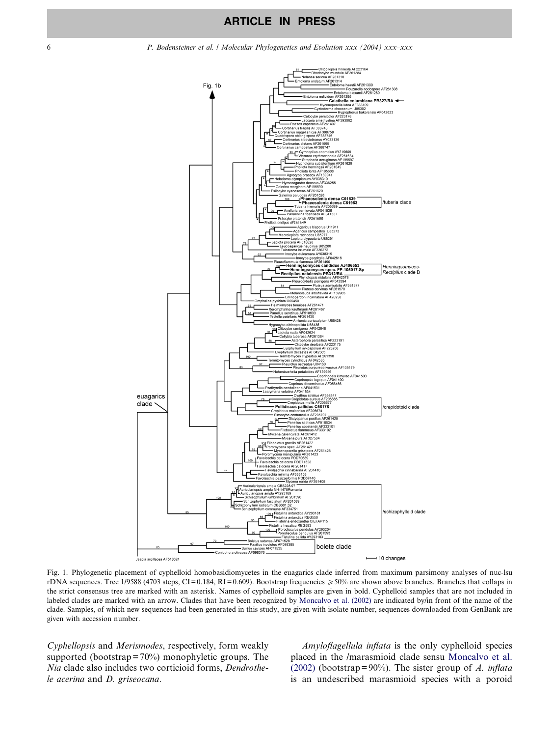Fig. 1. Phylogenetic placement of cyphelloid homobasidiomycetes in the euagarics clade inferred from maximum parsimony analyses of nuc-lsu rDNA sequences. Tree 1/9588 (4703 steps, CI = 0.184, RI = 0.609). Bootstrap frequencies ⩾50% are shown above branches. Branches that collaps in the strict consensus tree are marked with an asterisk. Names of cyphelloid samples are given in bold. Cyphelloid samples that are not included in labeled clades are marked with an arrow. Clades that have been recognized by Moncalvo et al. (2002) are indicated by/in front of the name of the clade. Samples, of which new sequences had been generated in this study, are given with isolate number, sequences downloaded from GenBank are given with accession number.

*Cyphellopsis* and *Merismodes*, respectively, form weakly supported (bootstrap = 70%) monophyletic groups. The *Nia* clade also includes two corticioid forms, *Dendrothele acerina* and *D. griseocana*.

*Amyloflagellula inflata* is the only cyphelloid species placed in the /marasmioid clade sensu Moncalvo et al. (2002) (bootstrap = 90%). The sister group of *A. inflata* is an undescribed marasmioid species with a poroid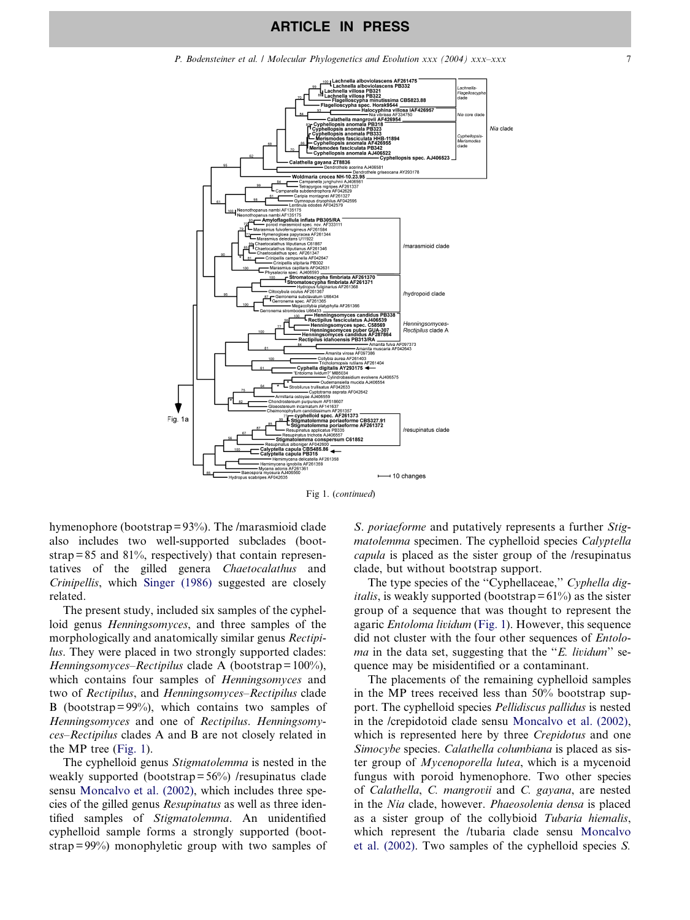Fig 1. (*continued*)

hymenophore (bootstrap = 93%). The /marasmioid clade also includes two well-supported subclades (bootstrap = 85 and 81%, respectively) that contain representatives of the gilled genera *Chaetocalathus* and *Crinipellis*, which Singer (1986) suggested are closely related.

The present study, included six samples of the cyphelloid genus *Henningsomyces*, and three samples of the morphologically and anatomically similar genus *Rectipilus*. They were placed in two strongly supported clades: *Henningsomyces–Rectipilus* clade A (bootstrap = 100%), which contains four samples of *Henningsomyces* and two of *Rectipilus*, and *Henningsomyces–Rectipilus* clade B (bootstrap = 99%), which contains two samples of *Henningsomyces* and one of *Rectipilus*. *Henningsomyces–Rectipilus* clades A and B are not closely related in the MP tree (Fig. 1).

The cyphelloid genus *Stigmatolemma* is nested in the weakly supported (bootstrap = 56%) /resupinatus clade sensu Moncalvo et al. (2002), which includes three species of the gilled genus *Resupinatus* as well as three identified samples of *Stigmatolemma*. An unidentified cyphelloid sample forms a strongly supported (bootstrap = 99%) monophyletic group with two samples of *S. poriaeforme* and putatively represents a further *Stigmatolemma* specimen. The cyphelloid species *Calyptella capula* is placed as the sister group of the /resupinatus clade, but without bootstrap support.

The type species of the "Cyphellaceae," *Cyphella digitalis*, is weakly supported (bootstrap = 61%) as the sister group of a sequence that was thought to represent the agaric *Entoloma lividum* (Fig. 1). However, this sequence did not cluster with the four other sequences of *Entoloma* in the data set, suggesting that the "*E. lividum*" sequence may be misidentified or a contaminant.

The placements of the remaining cyphelloid samples in the MP trees received less than 50% bootstrap support. The cyphelloid species *Pellidiscus pallidus* is nested in the /crepidotoid clade sensu Moncalvo et al. (2002), which is represented here by three *Crepidotus* and one *Simocybe* species. *Calathella columbiana* is placed as sister group of *Mycenoporella lutea*, which is a mycenoid fungus with poroid hymenophore. Two other species of *Calathella*, *C. mangrovii* and *C. gayana*, are nested in the *Nia* clade, however. *Phaeosolenia densa* is placed as a sister group of the collybioid *Tubaria hiemalis*, which represent the /tubaria clade sensu Moncalvo et al. (2002). Two samples of the cyphelloid species *S.*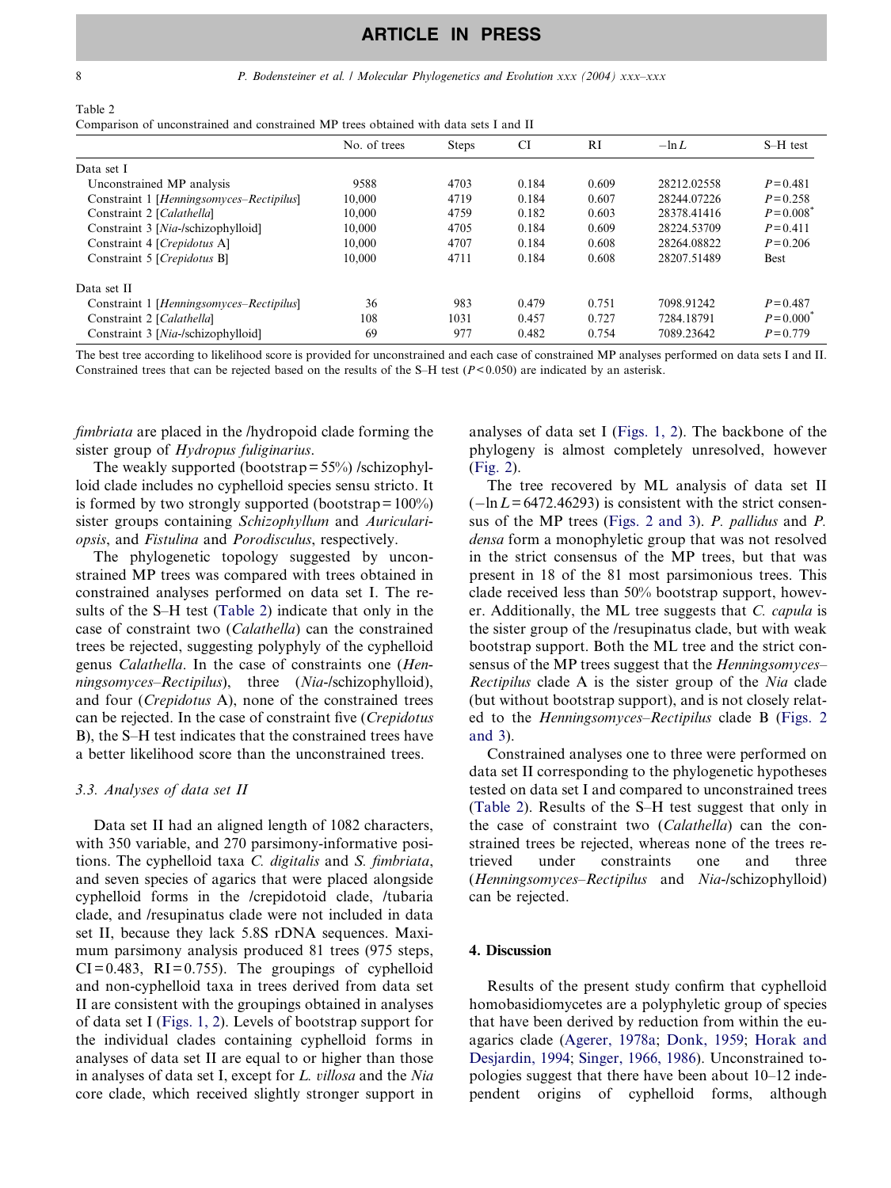Table 2
Comparison of unconstrained and constrained MP trees obtained with data sets I and II

| | No. of trees | Steps | CI | RI | $-\ln L$ | S–H test |
|---|---|---|---|---|---|---|
| Data set I | | | | | | |
| Unconstrained MP analysis | 9588 | 4703 | 0.184 | 0.609 | 28212.02558 | $P = 0.481$ |
| Constraint 1 [*Henningsomyces–Rectipilus*] | 10,000 | 4719 | 0.184 | 0.607 | 28244.07226 | $P = 0.258$ |
| Constraint 2 [*Calathella*] | 10,000 | 4759 | 0.182 | 0.603 | 28378.41416 | $P = 0.008^{*}$ |
| Constraint 3 [*Nia*-/schizophylloid] | 10,000 | 4705 | 0.184 | 0.609 | 28224.53709 | $P = 0.411$ |
| Constraint 4 [*Crepidotus* A] | 10,000 | 4707 | 0.184 | 0.608 | 28264.08822 | $P = 0.206$ |
| Constraint 5 [*Crepidotus* B] | 10,000 | 4711 | 0.184 | 0.608 | 28207.51489 | Best |
| Data set II | | | | | | |
| Constraint 1 [*Henningsomyces–Rectipilus*] | 36 | 983 | 0.479 | 0.751 | 7098.91242 | $P = 0.487$ |
| Constraint 2 [*Calathella*] | 108 | 1031 | 0.457 | 0.727 | 7284.18791 | $P = 0.000^{*}$ |
| Constraint 3 [*Nia*-/schizophylloid] | 69 | 977 | 0.482 | 0.754 | 7089.23642 | $P = 0.779$ |

The best tree according to likelihood score is provided for unconstrained and each case of constrained MP analyses performed on data sets I and II. Constrained trees that can be rejected based on the results of the S–H test ($P < 0.050$) are indicated by an asterisk.

*fimbriata* are placed in the /hydropoid clade forming the sister group of *Hydropus fuliginarius*.

The weakly supported (bootstrap = 55%) /schizophylloid clade includes no cyphelloid species sensu stricto. It is formed by two strongly supported (bootstrap = 100%) sister groups containing *Schizophyllum* and *Auriculariopsis*, and *Fistulina* and *Porodisculus*, respectively.

The phylogenetic topology suggested by unconstrained MP trees was compared with trees obtained in constrained analyses performed on data set I. The results of the S–H test (Table 2) indicate that only in the case of constraint two (*Calathella*) can the constrained trees be rejected, suggesting polyphyly of the cyphelloid genus *Calathella*. In the case of constraints one (*Henningsomyces–Rectipilus*), three (*Nia*-/schizophylloid), and four (*Crepidotus* A), none of the constrained trees can be rejected. In the case of constraint five (*Crepidotus* B), the S–H test indicates that the constrained trees have a better likelihood score than the unconstrained trees.

### 3.3. Analyses of data set II

Data set II had an aligned length of 1082 characters, with 350 variable, and 270 parsimony-informative positions. The cyphelloid taxa *C. digitalis* and *S. fimbriata*, and seven species of agarics that were placed alongside cyphelloid forms in the /crepidotoid clade, /tubaria clade, and /resupinatus clade were not included in data set II, because they lack 5.8S rDNA sequences. Maximum parsimony analysis produced 81 trees (975 steps, CI = 0.483, RI = 0.755). The groupings of cyphelloid and non-cyphelloid taxa in trees derived from data set II are consistent with the groupings obtained in analyses of data set I (Figs. 1, 2). Levels of bootstrap support for the individual clades containing cyphelloid forms in analyses of data set II are equal to or higher than those in analyses of data set I, except for *L. villosa* and the *Nia* core clade, which received slightly stronger support in analyses of data set I (Figs. 1, 2). The backbone of the phylogeny is almost completely unresolved, however (Fig. 2).

The tree recovered by ML analysis of data set II ($-\ln L = 6472.46293$) is consistent with the strict consensus of the MP trees (Figs. 2 and 3). *P. pallidus* and *P. densa* form a monophyletic group that was not resolved in the strict consensus of the MP trees, but that was present in 18 of the 81 most parsimonious trees. This clade received less than 50% bootstrap support, however. Additionally, the ML tree suggests that *C. capula* is the sister group of the /resupinatus clade, but with weak bootstrap support. Both the ML tree and the strict consensus of the MP trees suggest that the *Henningsomyces–Rectipilus* clade A is the sister group of the *Nia* clade (but without bootstrap support), and is not closely related to the *Henningsomyces–Rectipilus* clade B (Figs. 2 and 3).

Constrained analyses one to three were performed on data set II corresponding to the phylogenetic hypotheses tested on data set I and compared to unconstrained trees (Table 2). Results of the S–H test suggest that only in the case of constraint two (*Calathella*) can the constrained trees be rejected, whereas none of the trees retrieved under constraints one and three (*Henningsomyces–Rectipilus* and *Nia*-/schizophylloid) can be rejected.

## 4. Discussion

Results of the present study confirm that cyphelloid homobasidiomycetes are a polyphyletic group of species that have been derived by reduction from within the euagarics clade (Agerer, 1978a; Donk, 1959; Horak and Desjardin, 1994; Singer, 1966, 1986). Unconstrained topologies suggest that there have been about 10–12 independent origins of cyphelloid forms, although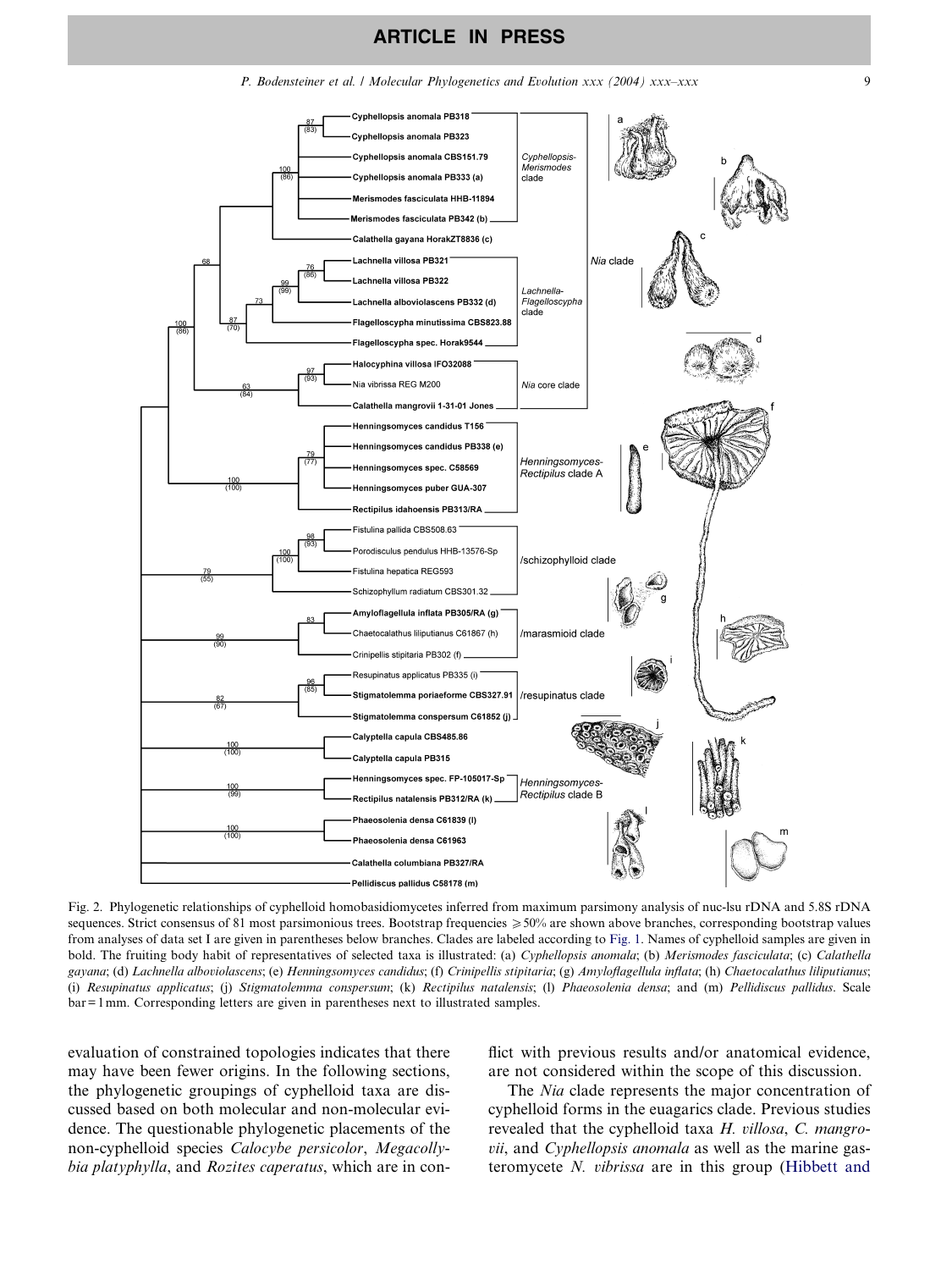Fig. 2. Phylogenetic relationships of cyphelloid homobasidiomycetes inferred from maximum parsimony analysis of nuc-lsu rDNA and 5.8S rDNA sequences. Strict consensus of 81 most parsimonious trees. Bootstrap frequencies ⩾50% are shown above branches, corresponding bootstrap values from analyses of data set I are given in parentheses below branches. Clades are labeled according to Fig. 1. Names of cyphelloid samples are given in bold. The fruiting body habit of representatives of selected taxa is illustrated: (a) *Cyphellopsis anomala*; (b) *Merismodes fasciculata*; (c) *Calathella gayana*; (d) *Lachnella alboviolascens*; (e) *Henningsomyces candidus*; (f) *Crinipellis stipitaria*; (g) *Amyloflagellula inflata*; (h) *Chaetocalathus liliputianus*; (i) *Resupinatus applicatus*; (j) *Stigmatolemma conspersum*; (k) *Rectipilus natalensis*; (l) *Phaeosolenia densa*; and (m) *Pellidiscus pallidus*. Scale bar = 1 mm. Corresponding letters are given in parentheses next to illustrated samples.

evaluation of constrained topologies indicates that there may have been fewer origins. In the following sections, the phylogenetic groupings of cyphelloid taxa are discussed based on both molecular and non-molecular evidence. The questionable phylogenetic placements of the non-cyphelloid species *Calocybe persicolor*, *Megacollybia platyphylla*, and *Rozites caperatus*, which are in conflict with previous results and/or anatomical evidence, are not considered within the scope of this discussion.

The *Nia* clade represents the major concentration of cyphelloid forms in the euagarics clade. Previous studies revealed that the cyphelloid taxa *H. villosa*, *C. mangrovii*, and *Cyphellopsis anomala* as well as the marine gasteromycete *N. vibrissa* are in this group (Hibbett and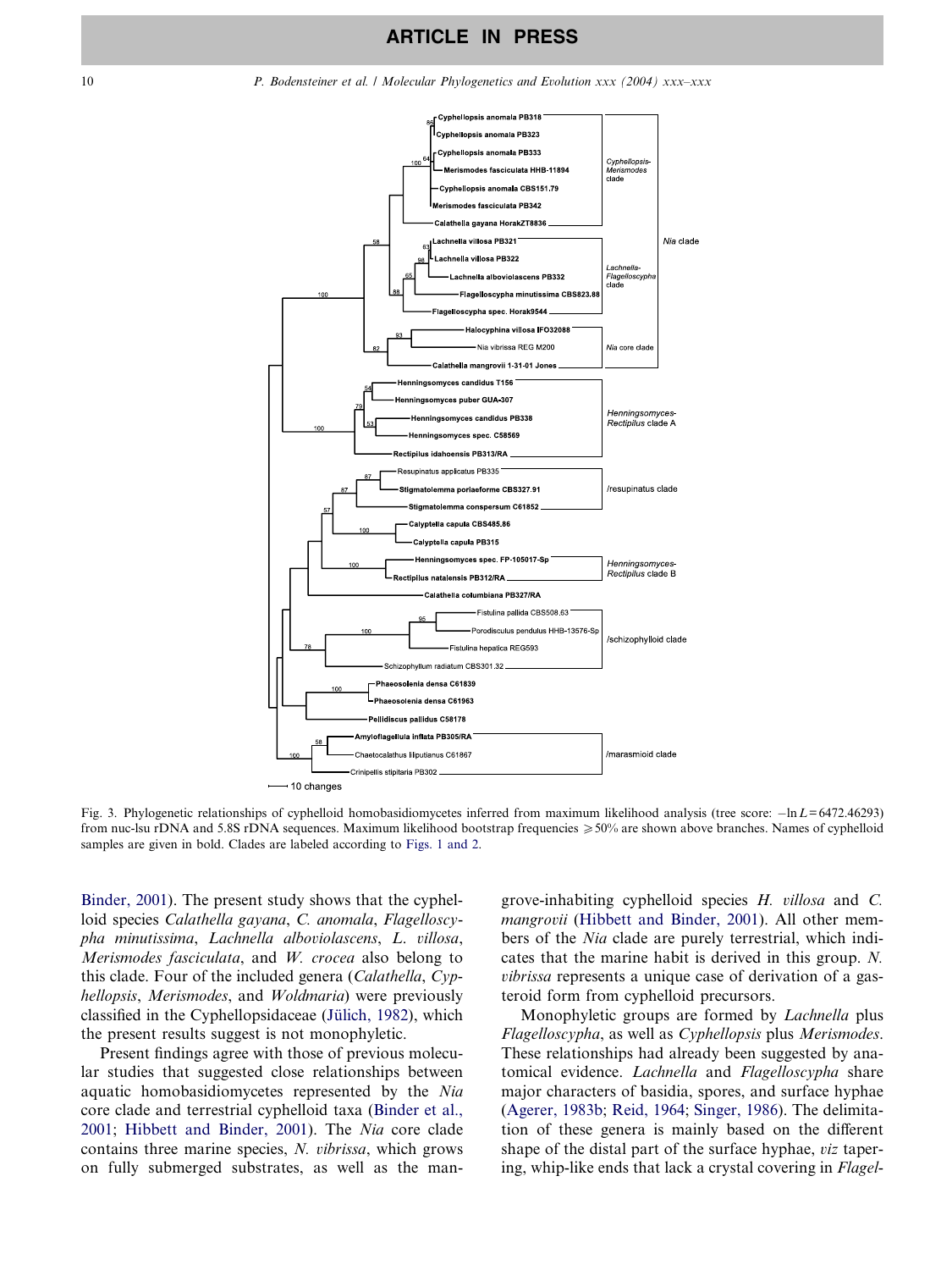Fig. 3. Phylogenetic relationships of cyphelloid homobasidiomycetes inferred from maximum likelihood analysis (tree score: $-\ln L = 6472.46293$) from nuc-lsu rDNA and 5.8S rDNA sequences. Maximum likelihood bootstrap frequencies $\geq 50\%$ are shown above branches. Names of cyphelloid samples are given in bold. Clades are labeled according to Figs. 1 and 2.

Binder, 2001). The present study shows that the cyphelloid species *Calathella gayana*, *C. anomala*, *Flagelloscypha minutissima*, *Lachnella alboviolascens*, *L. villosa*, *Merismodes fasciculata*, and *W. crocea* also belong to this clade. Four of the included genera (*Calathella*, *Cyphellopsis*, *Merismodes*, and *Woldmaria*) were previously classified in the Cyphellopsidaceae (Jülich, 1982), which the present results suggest is not monophyletic.

Present findings agree with those of previous molecular studies that suggested close relationships between aquatic homobasidiomycetes represented by the *Nia* core clade and terrestrial cyphelloid taxa (Binder et al., 2001; Hibbett and Binder, 2001). The *Nia* core clade contains three marine species, *N. vibrissa*, which grows on fully submerged substrates, as well as the mangrove-inhabiting cyphelloid species *H. villosa* and *C. mangrovii* (Hibbett and Binder, 2001). All other members of the *Nia* clade are purely terrestrial, which indicates that the marine habit is derived in this group. *N. vibrissa* represents a unique case of derivation of a gasteroid form from cyphelloid precursors.

Monophyletic groups are formed by *Lachnella* plus *Flagelloscypha*, as well as *Cyphellopsis* plus *Merismodes*. These relationships had already been suggested by anatomical evidence. *Lachnella* and *Flagelloscypha* share major characters of basidia, spores, and surface hyphae (Agerer, 1983b; Reid, 1964; Singer, 1986). The delimitation of these genera is mainly based on the different shape of the distal part of the surface hyphae, *viz* tapering, whip-like ends that lack a crystal covering in *Flagel-*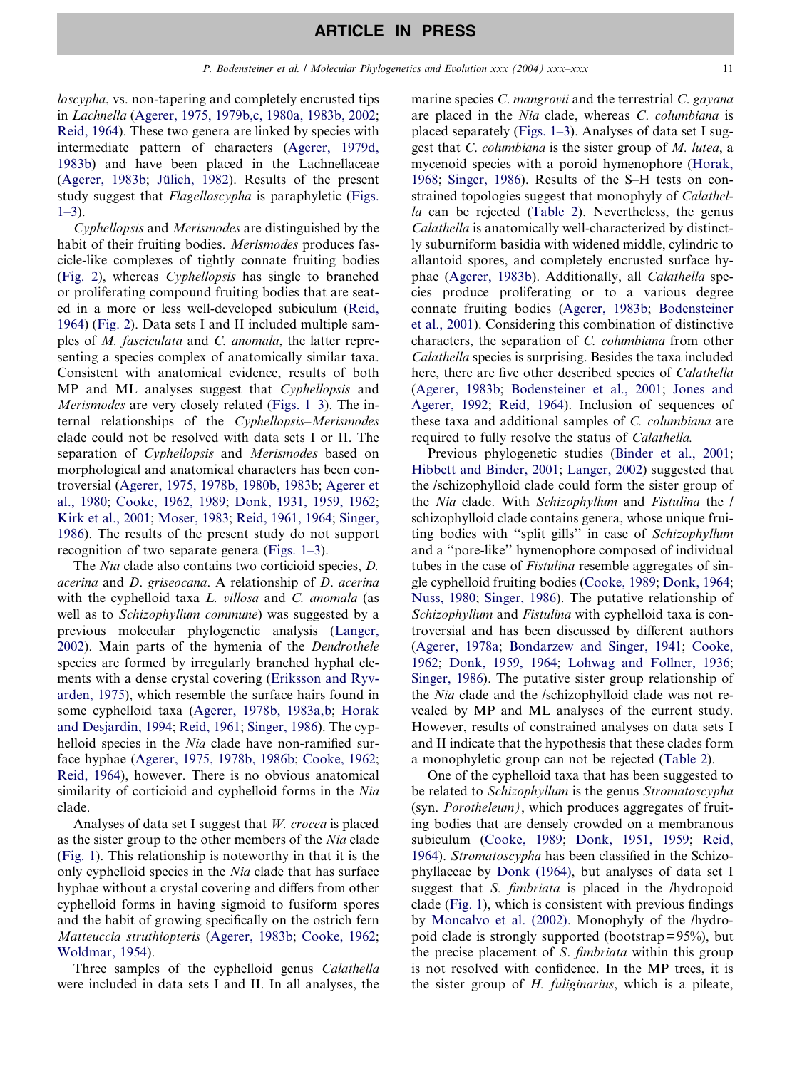*loscypha*, vs. non-tapering and completely encrusted tips in *Lachnella* (Agerer, 1975, 1979b,c, 1980a, 1983b, 2002; Reid, 1964). These two genera are linked by species with intermediate pattern of characters (Agerer, 1979d, 1983b) and have been placed in the Lachnellaceae (Agerer, 1983b; Jülich, 1982). Results of the present study suggest that *Flagelloscypha* is paraphyletic (Figs. 1–3).

*Cyphellopsis* and *Merismodes* are distinguished by the habit of their fruiting bodies. *Merismodes* produces fascicle-like complexes of tightly connate fruiting bodies (Fig. 2), whereas *Cyphellopsis* has single to branched or proliferating compound fruiting bodies that are seated in a more or less well-developed subiculum (Reid, 1964) (Fig. 2). Data sets I and II included multiple samples of *M. fasciculata* and *C. anomala*, the latter representing a species complex of anatomically similar taxa. Consistent with anatomical evidence, results of both MP and ML analyses suggest that *Cyphellopsis* and *Merismodes* are very closely related (Figs. 1–3). The internal relationships of the *Cyphellopsis*–*Merismodes* clade could not be resolved with data sets I or II. The separation of *Cyphellopsis* and *Merismodes* based on morphological and anatomical characters has been controversial (Agerer, 1975, 1978b, 1980b, 1983b; Agerer et al., 1980; Cooke, 1962, 1989; Donk, 1931, 1959, 1962; Kirk et al., 2001; Moser, 1983; Reid, 1961, 1964; Singer, 1986). The results of the present study do not support recognition of two separate genera (Figs. 1–3).

The *Nia* clade also contains two corticioid species, *D. acerina* and *D. griseocana*. A relationship of *D. acerina* with the cyphelloid taxa *L. villosa* and *C. anomala* (as well as to *Schizophyllum commune*) was suggested by a previous molecular phylogenetic analysis (Langer, 2002). Main parts of the hymenia of the *Dendrothele* species are formed by irregularly branched hyphal elements with a dense crystal covering (Eriksson and Ryvarden, 1975), which resemble the surface hairs found in some cyphelloid taxa (Agerer, 1978b, 1983a,b; Horak and Desjardin, 1994; Reid, 1961; Singer, 1986). The cyphelloid species in the *Nia* clade have non-ramified surface hyphae (Agerer, 1975, 1978b, 1986b; Cooke, 1962; Reid, 1964), however. There is no obvious anatomical similarity of corticioid and cyphelloid forms in the *Nia* clade.

Analyses of data set I suggest that *W. crocea* is placed as the sister group to the other members of the *Nia* clade (Fig. 1). This relationship is noteworthy in that it is the only cyphelloid species in the *Nia* clade that has surface hyphae without a crystal covering and differs from other cyphelloid forms in having sigmoid to fusiform spores and the habit of growing specifically on the ostrich fern *Matteuccia struthiopteris* (Agerer, 1983b; Cooke, 1962; Woldmar, 1954).

Three samples of the cyphelloid genus *Calathella* were included in data sets I and II. In all analyses, the marine species *C. mangrovii* and the terrestrial *C. gayana* are placed in the *Nia* clade, whereas *C. columbiana* is placed separately (Figs. 1–3). Analyses of data set I suggest that *C. columbiana* is the sister group of *M. lutea*, a mycenoid species with a poroid hymenophore (Horak, 1968; Singer, 1986). Results of the S–H tests on constrained topologies suggest that monophyly of *Calathella* can be rejected (Table 2). Nevertheless, the genus *Calathella* is anatomically well-characterized by distinctly suburniform basidia with widened middle, cylindric to allantoid spores, and completely encrusted surface hyphae (Agerer, 1983b). Additionally, all *Calathella* species produce proliferating or to a various degree connate fruiting bodies (Agerer, 1983b; Bodensteiner et al., 2001). Considering this combination of distinctive characters, the separation of *C. columbiana* from other *Calathella* species is surprising. Besides the taxa included here, there are five other described species of *Calathella* (Agerer, 1983b; Bodensteiner et al., 2001; Jones and Agerer, 1992; Reid, 1964). Inclusion of sequences of these taxa and additional samples of *C. columbiana* are required to fully resolve the status of *Calathella.*

Previous phylogenetic studies (Binder et al., 2001; Hibbett and Binder, 2001; Langer, 2002) suggested that the /schizophylloid clade could form the sister group of the *Nia* clade. With *Schizophyllum* and *Fistulina* the /schizophylloid clade contains genera, whose unique fruiting bodies with "split gills" in case of *Schizophyllum* and a "pore-like" hymenophore composed of individual tubes in the case of *Fistulina* resemble aggregates of single cyphelloid fruiting bodies (Cooke, 1989; Donk, 1964; Nuss, 1980; Singer, 1986). The putative relationship of *Schizophyllum* and *Fistulina* with cyphelloid taxa is controversial and has been discussed by different authors (Agerer, 1978a; Bondarzew and Singer, 1941; Cooke, 1962; Donk, 1959, 1964; Lohwag and Follner, 1936; Singer, 1986). The putative sister group relationship of the *Nia* clade and the /schizophylloid clade was not revealed by MP and ML analyses of the current study. However, results of constrained analyses on data sets I and II indicate that the hypothesis that these clades form a monophyletic group can not be rejected (Table 2).

One of the cyphelloid taxa that has been suggested to be related to *Schizophyllum* is the genus *Stromatoscypha* (syn. *Porotheleum*), which produces aggregates of fruiting bodies that are densely crowded on a membranous subiculum (Cooke, 1989; Donk, 1951, 1959; Reid, 1964). *Stromatoscypha* has been classified in the Schizophyllaceae by Donk (1964), but analyses of data set I suggest that *S. fimbriata* is placed in the /hydropoid clade (Fig. 1), which is consistent with previous findings by Moncalvo et al. (2002). Monophyly of the /hydropoid clade is strongly supported (bootstrap = 95%), but the precise placement of *S. fimbriata* within this group is not resolved with confidence. In the MP trees, it is the sister group of *H. fuliginarius*, which is a pileate,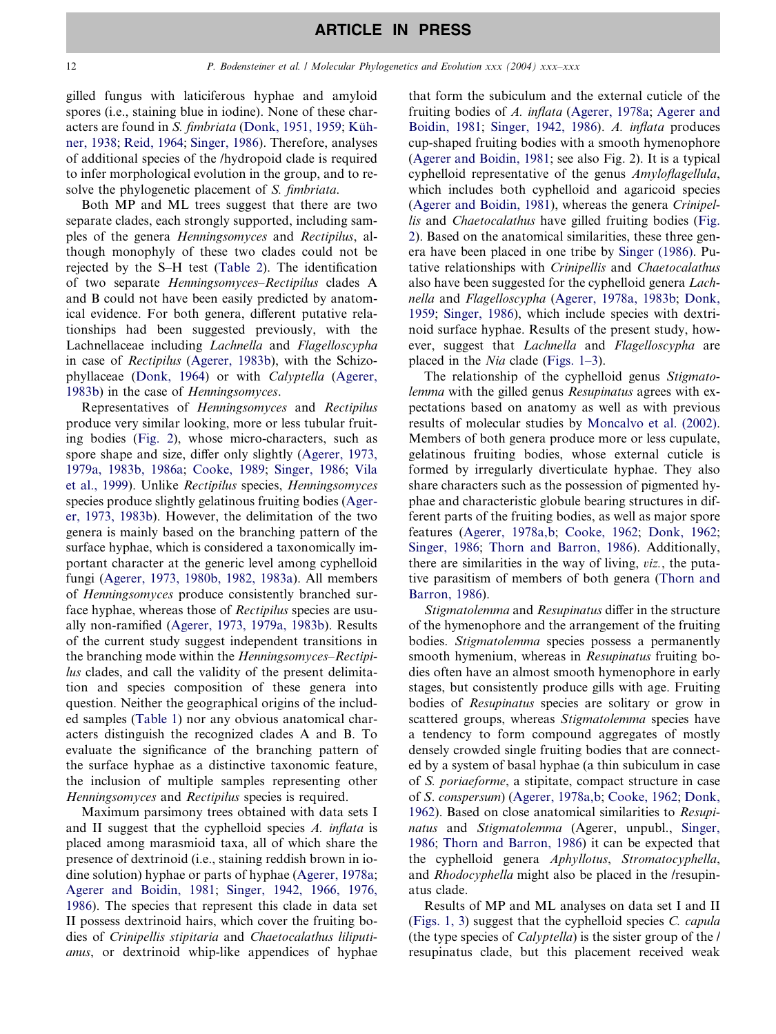gilled fungus with laticiferous hyphae and amyloid spores (i.e., staining blue in iodine). None of these characters are found in *S. fimbriata* (Donk, 1951, 1959; Kühner, 1938; Reid, 1964; Singer, 1986). Therefore, analyses of additional species of the /hydropoid clade is required to infer morphological evolution in the group, and to resolve the phylogenetic placement of *S. fimbriata*.

Both MP and ML trees suggest that there are two separate clades, each strongly supported, including samples of the genera *Henningsomyces* and *Rectipilus*, although monophyly of these two clades could not be rejected by the S–H test (Table 2). The identification of two separate *Henningsomyces–Rectipilus* clades A and B could not have been easily predicted by anatomical evidence. For both genera, different putative relationships had been suggested previously, with the Lachnellaceae including *Lachnella* and *Flagelloscypha* in case of *Rectipilus* (Agerer, 1983b), with the Schizophyllaceae (Donk, 1964) or with *Calyptella* (Agerer, 1983b) in the case of *Henningsomyces*.

Representatives of *Henningsomyces* and *Rectipilus* produce very similar looking, more or less tubular fruiting bodies (Fig. 2), whose micro-characters, such as spore shape and size, differ only slightly (Agerer, 1973, 1979a, 1983b, 1986a; Cooke, 1989; Singer, 1986; Vila et al., 1999). Unlike *Rectipilus* species, *Henningsomyces* species produce slightly gelatinous fruiting bodies (Agerer, 1973, 1983b). However, the delimitation of the two genera is mainly based on the branching pattern of the surface hyphae, which is considered a taxonomically important character at the generic level among cyphelloid fungi (Agerer, 1973, 1980b, 1982, 1983a). All members of *Henningsomyces* produce consistently branched surface hyphae, whereas those of *Rectipilus* species are usually non-ramified (Agerer, 1973, 1979a, 1983b). Results of the current study suggest independent transitions in the branching mode within the *Henningsomyces–Rectipilus* clades, and call the validity of the present delimitation and species composition of these genera into question. Neither the geographical origins of the included samples (Table 1) nor any obvious anatomical characters distinguish the recognized clades A and B. To evaluate the significance of the branching pattern of the surface hyphae as a distinctive taxonomic feature, the inclusion of multiple samples representing other *Henningsomyces* and *Rectipilus* species is required.

Maximum parsimony trees obtained with data sets I and II suggest that the cyphelloid species *A. inflata* is placed among marasmioid taxa, all of which share the presence of dextrinoid (i.e., staining reddish brown in iodine solution) hyphae or parts of hyphae (Agerer, 1978a; Agerer and Boidin, 1981; Singer, 1942, 1966, 1976, 1986). The species that represent this clade in data set II possess dextrinoid hairs, which cover the fruiting bodies of *Crinipellis stipitaria* and *Chaetocalathus liliputianus*, or dextrinoid whip-like appendices of hyphae that form the subiculum and the external cuticle of the fruiting bodies of *A. inflata* (Agerer, 1978a; Agerer and Boidin, 1981; Singer, 1942, 1986). *A. inflata* produces cup-shaped fruiting bodies with a smooth hymenophore (Agerer and Boidin, 1981; see also Fig. 2). It is a typical cyphelloid representative of the genus *Amyloflagellula*, which includes both cyphelloid and agaricoid species (Agerer and Boidin, 1981), whereas the genera *Crinipellis* and *Chaetocalathus* have gilled fruiting bodies (Fig. 2). Based on the anatomical similarities, these three genera have been placed in one tribe by Singer (1986). Putative relationships with *Crinipellis* and *Chaetocalathus* also have been suggested for the cyphelloid genera *Lachnella* and *Flagelloscypha* (Agerer, 1978a, 1983b; Donk, 1959; Singer, 1986), which include species with dextrinoid surface hyphae. Results of the present study, however, suggest that *Lachnella* and *Flagelloscypha* are placed in the *Nia* clade (Figs. 1–3).

The relationship of the cyphelloid genus *Stigmatolemma* with the gilled genus *Resupinatus* agrees with expectations based on anatomy as well as with previous results of molecular studies by Moncalvo et al. (2002). Members of both genera produce more or less cupulate, gelatinous fruiting bodies, whose external cuticle is formed by irregularly diverticulate hyphae. They also share characters such as the possession of pigmented hyphae and characteristic globule bearing structures in different parts of the fruiting bodies, as well as major spore features (Agerer, 1978a,b; Cooke, 1962; Donk, 1962; Singer, 1986; Thorn and Barron, 1986). Additionally, there are similarities in the way of living, *viz.*, the putative parasitism of members of both genera (Thorn and Barron, 1986).

*Stigmatolemma* and *Resupinatus* differ in the structure of the hymenophore and the arrangement of the fruiting bodies. *Stigmatolemma* species possess a permanently smooth hymenium, whereas in *Resupinatus* fruiting bodies often have an almost smooth hymenophore in early stages, but consistently produce gills with age. Fruiting bodies of *Resupinatus* species are solitary or grow in scattered groups, whereas *Stigmatolemma* species have a tendency to form compound aggregates of mostly densely crowded single fruiting bodies that are connected by a system of basal hyphae (a thin subiculum in case of *S. poriaeforme*, a stipitate, compact structure in case of *S. conspersum*) (Agerer, 1978a,b; Cooke, 1962; Donk, 1962). Based on close anatomical similarities to *Resupinatus* and *Stigmatolemma* (Agerer, unpubl., Singer, 1986; Thorn and Barron, 1986) it can be expected that the cyphelloid genera *Aphyllotus*, *Stromatocyphella*, and *Rhodocyphella* might also be placed in the /resupinatus clade.

Results of MP and ML analyses on data set I and II (Figs. 1, 3) suggest that the cyphelloid species *C. capula* (the type species of *Calyptella*) is the sister group of the / resupinatus clade, but this placement received weak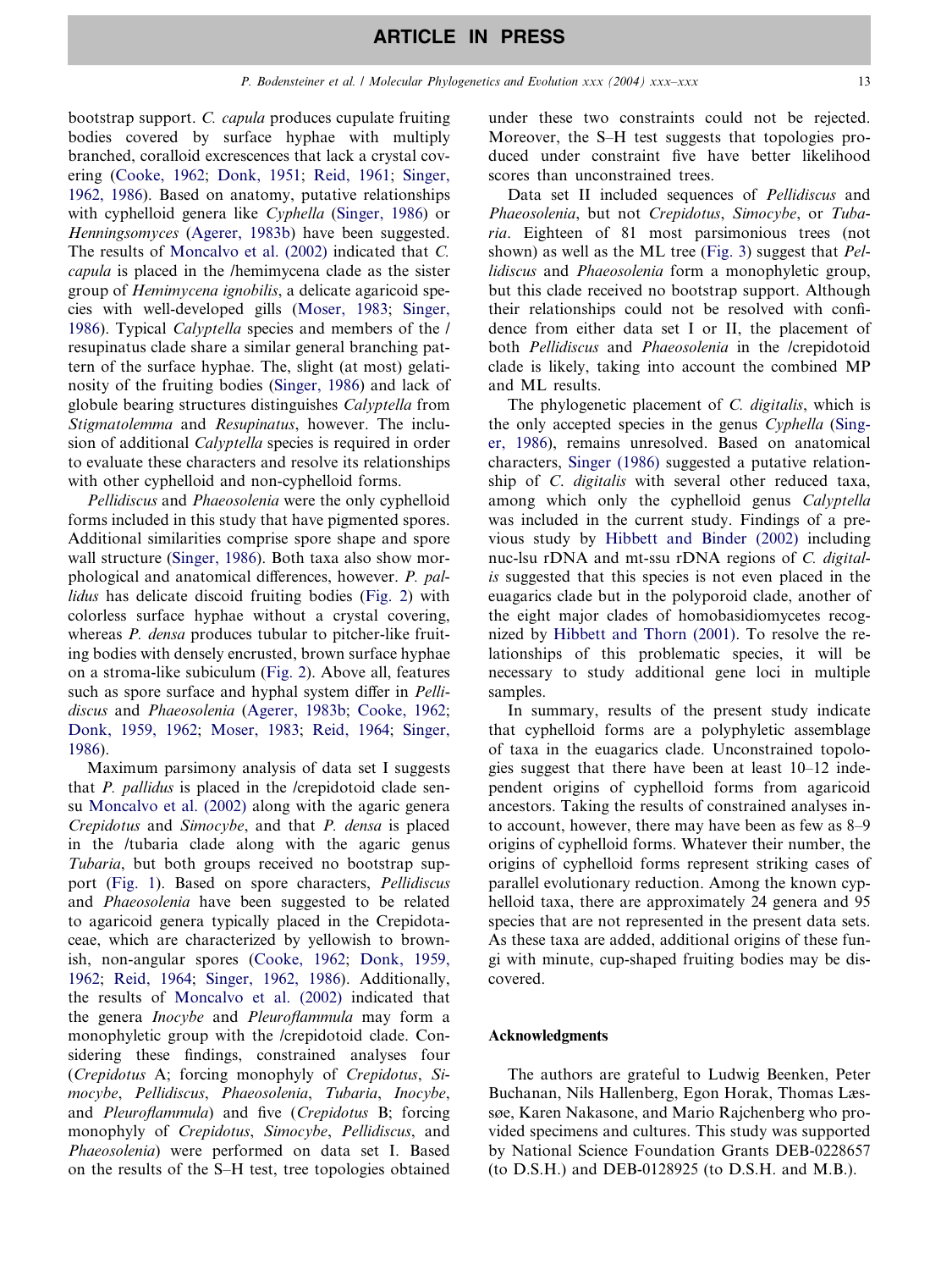bootstrap support. *C. capula* produces cupulate fruiting bodies covered by surface hyphae with multiply branched, coralloid excrescences that lack a crystal covering (Cooke, 1962; Donk, 1951; Reid, 1961; Singer, 1962, 1986). Based on anatomy, putative relationships with cyphelloid genera like *Cyphella* (Singer, 1986) or *Henningsomyces* (Agerer, 1983b) have been suggested. The results of Moncalvo et al. (2002) indicated that *C. capula* is placed in the /hemimycena clade as the sister group of *Hemimycena ignobilis*, a delicate agaricoid species with well-developed gills (Moser, 1983; Singer, 1986). Typical *Calyptella* species and members of the / resupinatus clade share a similar general branching pattern of the surface hyphae. The, slight (at most) gelatinosity of the fruiting bodies (Singer, 1986) and lack of globule bearing structures distinguishes *Calyptella* from *Stigmatolemma* and *Resupinatus*, however. The inclusion of additional *Calyptella* species is required in order to evaluate these characters and resolve its relationships with other cyphelloid and non-cyphelloid forms.

*Pellidiscus* and *Phaeosolenia* were the only cyphelloid forms included in this study that have pigmented spores. Additional similarities comprise spore shape and spore wall structure (Singer, 1986). Both taxa also show morphological and anatomical differences, however. *P. pallidus* has delicate discoid fruiting bodies (Fig. 2) with colorless surface hyphae without a crystal covering, whereas *P. densa* produces tubular to pitcher-like fruiting bodies with densely encrusted, brown surface hyphae on a stroma-like subiculum (Fig. 2). Above all, features such as spore surface and hyphal system differ in *Pellidiscus* and *Phaeosolenia* (Agerer, 1983b; Cooke, 1962; Donk, 1959, 1962; Moser, 1983; Reid, 1964; Singer, 1986).

Maximum parsimony analysis of data set I suggests that *P. pallidus* is placed in the /crepidotoid clade sensu Moncalvo et al. (2002) along with the agaric genera *Crepidotus* and *Simocybe*, and that *P. densa* is placed in the /tubaria clade along with the agaric genus *Tubaria*, but both groups received no bootstrap support (Fig. 1). Based on spore characters, *Pellidiscus* and *Phaeosolenia* have been suggested to be related to agaricoid genera typically placed in the Crepidotaceae, which are characterized by yellowish to brownish, non-angular spores (Cooke, 1962; Donk, 1959, 1962; Reid, 1964; Singer, 1962, 1986). Additionally, the results of Moncalvo et al. (2002) indicated that the genera *Inocybe* and *Pleuroflammula* may form a monophyletic group with the /crepidotoid clade. Considering these findings, constrained analyses four (*Crepidotus* A; forcing monophyly of *Crepidotus*, *Simocybe*, *Pellidiscus*, *Phaeosolenia*, *Tubaria*, *Inocybe*, and *Pleuroflammula*) and five (*Crepidotus* B; forcing monophyly of *Crepidotus*, *Simocybe*, *Pellidiscus*, and *Phaeosolenia*) were performed on data set I. Based on the results of the S–H test, tree topologies obtained under these two constraints could not be rejected. Moreover, the S–H test suggests that topologies produced under constraint five have better likelihood scores than unconstrained trees.

Data set II included sequences of *Pellidiscus* and *Phaeosolenia*, but not *Crepidotus*, *Simocybe*, or *Tubaria*. Eighteen of 81 most parsimonious trees (not shown) as well as the ML tree (Fig. 3) suggest that *Pellidiscus* and *Phaeosolenia* form a monophyletic group, but this clade received no bootstrap support. Although their relationships could not be resolved with confidence from either data set I or II, the placement of both *Pellidiscus* and *Phaeosolenia* in the /crepidotoid clade is likely, taking into account the combined MP and ML results.

The phylogenetic placement of *C. digitalis*, which is the only accepted species in the genus *Cyphella* (Singer, 1986), remains unresolved. Based on anatomical characters, Singer (1986) suggested a putative relationship of *C. digitalis* with several other reduced taxa, among which only the cyphelloid genus *Calyptella* was included in the current study. Findings of a previous study by Hibbett and Binder (2002) including nuc-lsu rDNA and mt-ssu rDNA regions of *C. digitalis* suggested that this species is not even placed in the euagarics clade but in the polyporoid clade, another of the eight major clades of homobasidiomycetes recognized by Hibbett and Thorn (2001). To resolve the relationships of this problematic species, it will be necessary to study additional gene loci in multiple samples.

In summary, results of the present study indicate that cyphelloid forms are a polyphyletic assemblage of taxa in the euagarics clade. Unconstrained topologies suggest that there have been at least 10–12 independent origins of cyphelloid forms from agaricoid ancestors. Taking the results of constrained analyses into account, however, there may have been as few as 8–9 origins of cyphelloid forms. Whatever their number, the origins of cyphelloid forms represent striking cases of parallel evolutionary reduction. Among the known cyphelloid taxa, there are approximately 24 genera and 95 species that are not represented in the present data sets. As these taxa are added, additional origins of these fungi with minute, cup-shaped fruiting bodies may be discovered.

## Acknowledgments

The authors are grateful to Ludwig Beenken, Peter Buchanan, Nils Hallenberg, Egon Horak, Thomas Læssøe, Karen Nakasone, and Mario Rajchenberg who provided specimens and cultures. This study was supported by National Science Foundation Grants DEB-0228657 (to D.S.H.) and DEB-0128925 (to D.S.H. and M.B.).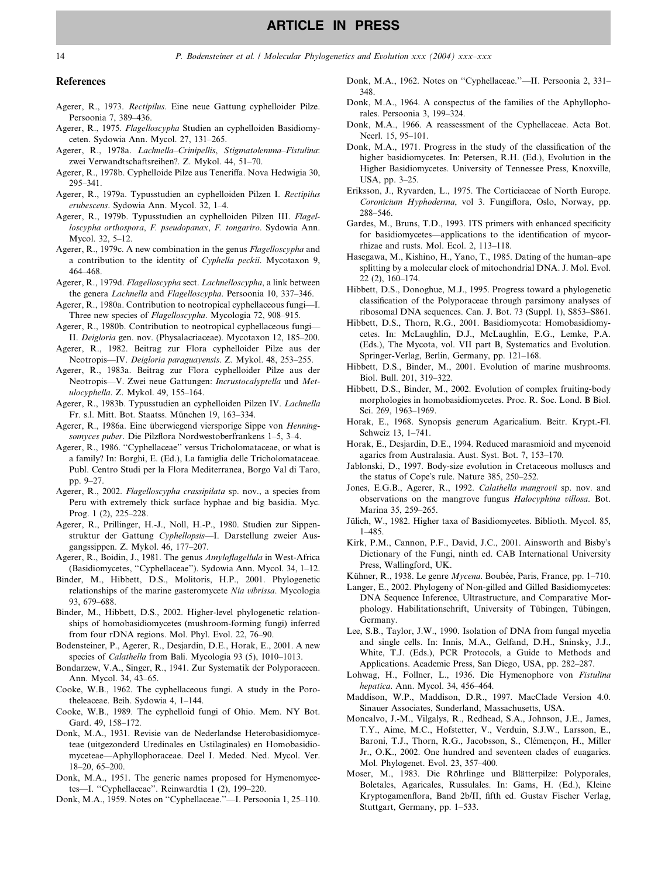## References

Agerer, R., 1973. *Rectipilus*. Eine neue Gattung cyphelloider Pilze. Persoonia 7, 389–436.

Agerer, R., 1975. *Flagelloscypha* Studien an cyphelloiden Basidiomyceten. Sydowia Ann. Mycol. 27, 131–265.

Agerer, R., 1978a. *Lachnella–Crinipellis*, *Stigmatolemma–Fistulina*: zwei Verwandtschaftsreihen?. Z. Mykol. 44, 51–70.

Agerer, R., 1978b. Cyphelloide Pilze aus Teneriffa. Nova Hedwigia 30, 295–341.

Agerer, R., 1979a. Typusstudien an cyphelloiden Pilzen I. *Rectipilus erubescens*. Sydowia Ann. Mycol. 32, 1–4.

Agerer, R., 1979b. Typusstudien an cyphelloiden Pilzen III. *Flagelloscypha orthospora*, *F. pseudopanax*, *F. tongariro*. Sydowia Ann. Mycol. 32, 5–12.

Agerer, R., 1979c. A new combination in the genus *Flagelloscypha* and a contribution to the identity of *Cyphella peckii*. Mycotaxon 9, 464–468.

Agerer, R., 1979d. *Flagelloscypha* sect. *Lachnelloscypha*, a link between the genera *Lachnella* and *Flagelloscypha*. Persoonia 10, 337–346.

Agerer, R., 1980a. Contribution to neotropical cyphellaceous fungi—I. Three new species of *Flagelloscypha*. Mycologia 72, 908–915.

Agerer, R., 1980b. Contribution to neotropical cyphellaceous fungi—II. *Deigloria* gen. nov. (Physalacriaceae). Mycotaxon 12, 185–200.

Agerer, R., 1982. Beitrag zur Flora cyphelloider Pilze aus der Neotropis—IV. *Deigloria paraguayensis*. Z. Mykol. 48, 253–255.

Agerer, R., 1983a. Beitrag zur Flora cyphelloider Pilze aus der Neotropis—V. Zwei neue Gattungen: *Incrustocalyptella* und *Metulocyphella*. Z. Mykol. 49, 155–164.

Agerer, R., 1983b. Typusstudien an cyphelloiden Pilzen IV. *Lachnella* Fr. s.l. Mitt. Bot. Staatss. München 19, 163–334.

Agerer, R., 1986a. Eine überwiegend viersporige Sippe von *Henningsomyces puber*. Die Pilzflora Nordwestoberfrankens 1–5, 3–4.

Agerer, R., 1986. "Cyphellaceae" versus Tricholomataceae, or what is a family? In: Borghi, E. (Ed.), La famiglia delle Tricholomataceae. Publ. Centro Studi per la Flora Mediterranea, Borgo Val di Taro, pp. 9–27.

Agerer, R., 2002. *Flagelloscypha crassipilata* sp. nov., a species from Peru with extremely thick surface hyphae and big basidia. Myc. Prog. 1 (2), 225–228.

Agerer, R., Prillinger, H.-J., Noll, H.-P., 1980. Studien zur Sippenstruktur der Gattung *Cyphellopsis*—I. Darstellung zweier Ausgangssippen. Z. Mykol. 46, 177–207.

Agerer, R., Boidin, J., 1981. The genus *Amyloflagellula* in West-Africa (Basidiomycetes, "Cyphellaceae"). Sydowia Ann. Mycol. 34, 1–12.

Binder, M., Hibbett, D.S., Molitoris, H.P., 2001. Phylogenetic relationships of the marine gasteromycete *Nia vibrissa*. Mycologia 93, 679–688.

Binder, M., Hibbett, D.S., 2002. Higher-level phylogenetic relationships of homobasidiomycetes (mushroom-forming fungi) inferred from four rDNA regions. Mol. Phyl. Evol. 22, 76–90.

Bodensteiner, P., Agerer, R., Desjardin, D.E., Horak, E., 2001. A new species of *Calathella* from Bali. Mycologia 93 (5), 1010–1013.

Bondarzew, V.A., Singer, R., 1941. Zur Systematik der Polyporaceen. Ann. Mycol. 34, 43–65.

Cooke, W.B., 1962. The cyphellaceous fungi. A study in the Porotheleaceae. Beih. Sydowia 4, 1–144.

Cooke, W.B., 1989. The cyphelloid fungi of Ohio. Mem. NY Bot. Gard. 49, 158–172.

Donk, M.A., 1931. Revisie van de Nederlandse Heterobasidiomyceteae (uitgezonderd Uredinales en Ustilaginales) en Homobasidiomyceteae—Aphyllophoraceae. Deel I. Meded. Ned. Mycol. Ver. 18–20, 65–200.

Donk, M.A., 1951. The generic names proposed for Hymenomycetes—I. "Cyphellaceae". Reinwardtia 1 (2), 199–220.

Donk, M.A., 1959. Notes on "Cyphellaceae."—I. Persoonia 1, 25–110.

Donk, M.A., 1962. Notes on "Cyphellaceae."—II. Persoonia 2, 331–348.

Donk, M.A., 1964. A conspectus of the families of the Aphyllophorales. Persoonia 3, 199–324.

Donk, M.A., 1966. A reassessment of the Cyphellaceae. Acta Bot. Neerl. 15, 95–101.

Donk, M.A., 1971. Progress in the study of the classification of the higher basidiomycetes. In: Petersen, R.H. (Ed.), Evolution in the Higher Basidiomycetes. University of Tennessee Press, Knoxville, USA, pp. 3–25.

Eriksson, J., Ryvarden, L., 1975. The Corticiaceae of North Europe. *Coronicium Hyphoderma*, vol 3. Fungiflora, Oslo, Norway, pp. 288–546.

Gardes, M., Bruns, T.D., 1993. ITS primers with enhanced specificity for basidiomycetes—applications to the identification of mycorrhizae and rusts. Mol. Ecol. 2, 113–118.

Hasegawa, M., Kishino, H., Yano, T., 1985. Dating of the human–ape splitting by a molecular clock of mitochondrial DNA. J. Mol. Evol. 22 (2), 160–174.

Hibbett, D.S., Donoghue, M.J., 1995. Progress toward a phylogenetic classification of the Polyporaceae through parsimony analyses of ribosomal DNA sequences. Can. J. Bot. 73 (Suppl. 1), S853–S861.

Hibbett, D.S., Thorn, R.G., 2001. Basidiomycota: Homobasidiomycetes. In: McLaughlin, D.J., McLaughlin, E.G., Lemke, P.A. (Eds.), The Mycota, vol. VII part B, Systematics and Evolution. Springer-Verlag, Berlin, Germany, pp. 121–168.

Hibbett, D.S., Binder, M., 2001. Evolution of marine mushrooms. Biol. Bull. 201, 319–322.

Hibbett, D.S., Binder, M., 2002. Evolution of complex fruiting-body morphologies in homobasidiomycetes. Proc. R. Soc. Lond. B Biol. Sci. 269, 1963–1969.

Horak, E., 1968. Synopsis generum Agaricalium. Beitr. Krypt.-Fl. Schweiz 13, 1–741.

Horak, E., Desjardin, D.E., 1994. Reduced marasmioid and mycenoid agarics from Australasia. Aust. Syst. Bot. 7, 153–170.

Jablonski, D., 1997. Body-size evolution in Cretaceous molluscs and the status of Cope's rule. Nature 385, 250–252.

Jones, E.G.B., Agerer, R., 1992. *Calathella mangrovii* sp. nov. and observations on the mangrove fungus *Halocyphina villosa*. Bot. Marina 35, 259–265.

Jülich, W., 1982. Higher taxa of Basidiomycetes. Biblioth. Mycol. 85, 1–485.

Kirk, P.M., Cannon, P.F., David, J.C., 2001. Ainsworth and Bisby's Dictionary of the Fungi, ninth ed. CAB International University Press, Wallingford, UK.

Kühner, R., 1938. Le genre *Mycena*. Boubée, Paris, France, pp. 1–710.

Langer, E., 2002. Phylogeny of Non-gilled and Gilled Basidiomycetes: DNA Sequence Inference, Ultrastructure, and Comparative Morphology. Habilitationschrift, University of Tübingen, Tübingen, Germany.

Lee, S.B., Taylor, J.W., 1990. Isolation of DNA from fungal mycelia and single cells. In: Innis, M.A., Gelfand, D.H., Sninsky, J.J., White, T.J. (Eds.), PCR Protocols, a Guide to Methods and Applications. Academic Press, San Diego, USA, pp. 282–287.

Lohwag, H., Follner, L., 1936. Die Hymenophore von *Fistulina hepatica*. Ann. Mycol. 34, 456–464.

Maddison, W.P., Maddison, D.R., 1997. MacClade Version 4.0. Sinauer Associates, Sunderland, Massachusetts, USA.

Moncalvo, J.-M., Vilgalys, R., Redhead, S.A., Johnson, J.E., James, T.Y., Aime, M.C., Hofstetter, V., Verduin, S.J.W., Larsson, E., Baroni, T.J., Thorn, R.G., Jacobsson, S., Clémençon, H., Miller Jr., O.K., 2002. One hundred and seventeen clades of euagarics. Mol. Phylogenet. Evol. 23, 357–400.

Moser, M., 1983. Die Röhrlinge und Blätterpilze: Polyporales, Boletales, Agaricales, Russulales. In: Gams, H. (Ed.), Kleine Kryptogamenflora, Band 2b/II, fifth ed. Gustav Fischer Verlag, Stuttgart, Germany, pp. 1–533.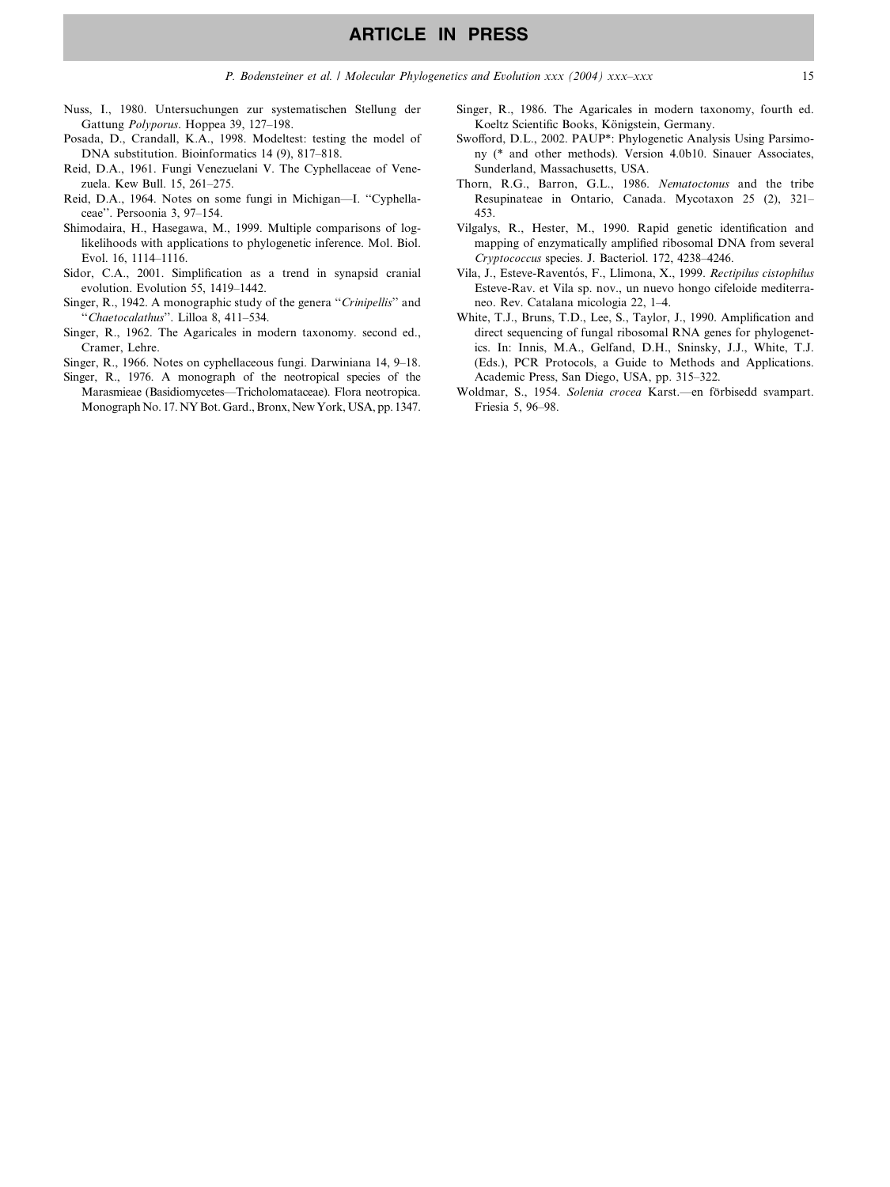Nuss, I., 1980. Untersuchungen zur systematischen Stellung der Gattung *Polyporus*. Hoppea 39, 127–198.

Posada, D., Crandall, K.A., 1998. Modeltest: testing the model of DNA substitution. Bioinformatics 14 (9), 817–818.

Reid, D.A., 1961. Fungi Venezuelani V. The Cyphellaceae of Venezuela. Kew Bull. 15, 261–275.

Reid, D.A., 1964. Notes on some fungi in Michigan—I. "Cyphellaceae". Persoonia 3, 97–154.

Shimodaira, H., Hasegawa, M., 1999. Multiple comparisons of log-likelihoods with applications to phylogenetic inference. Mol. Biol. Evol. 16, 1114–1116.

Sidor, C.A., 2001. Simplification as a trend in synapsid cranial evolution. Evolution 55, 1419–1442.

Singer, R., 1942. A monographic study of the genera "*Crinipellis*" and "*Chaetocalathus*". Lilloa 8, 411–534.

Singer, R., 1962. The Agaricales in modern taxonomy. second ed., Cramer, Lehre.

Singer, R., 1966. Notes on cyphellaceous fungi. Darwiniana 14, 9–18.

Singer, R., 1976. A monograph of the neotropical species of the Marasmieae (Basidiomycetes—Tricholomataceae). Flora neotropica. Monograph No. 17. NY Bot. Gard., Bronx, New York, USA, pp. 1347.

Singer, R., 1986. The Agaricales in modern taxonomy, fourth ed. Koeltz Scientific Books, Königstein, Germany.

Swofford, D.L., 2002. PAUP*: Phylogenetic Analysis Using Parsimony (* and other methods). Version 4.0b10. Sinauer Associates, Sunderland, Massachusetts, USA.

Thorn, R.G., Barron, G.L., 1986. *Nematoctonus* and the tribe Resupinateae in Ontario, Canada. Mycotaxon 25 (2), 321–453.

Vilgalys, R., Hester, M., 1990. Rapid genetic identification and mapping of enzymatically amplified ribosomal DNA from several *Cryptococcus* species. J. Bacteriol. 172, 4238–4246.

Vila, J., Esteve-Raventós, F., Llimona, X., 1999. *Rectipilus cistophilus* Esteve-Rav. et Vila sp. nov., un nuevo hongo cifeloide mediterraneo. Rev. Catalana micologia 22, 1–4.

White, T.J., Bruns, T.D., Lee, S., Taylor, J., 1990. Amplification and direct sequencing of fungal ribosomal RNA genes for phylogenetics. In: Innis, M.A., Gelfand, D.H., Sninsky, J.J., White, T.J. (Eds.), PCR Protocols, a Guide to Methods and Applications. Academic Press, San Diego, USA, pp. 315–322.

Woldmar, S., 1954. *Solenia crocea* Karst.—en förbisedd svampart. Friesia 5, 96–98.